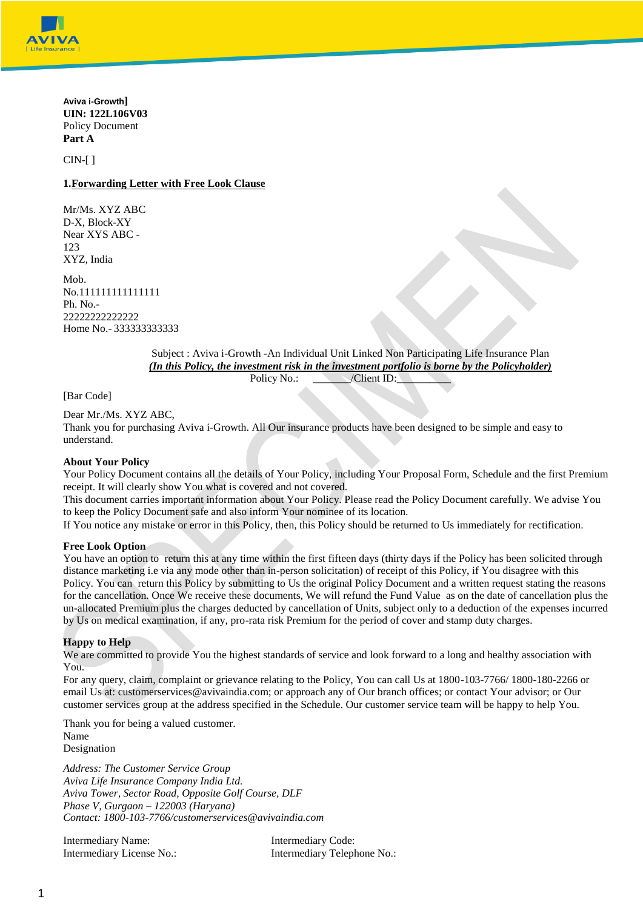**Aviva i-Growth]**
**UIN: 122L106V03**
Policy Document
**Part A**

CIN-[ ]

**1.Forwarding Letter with Free Look Clause**

Mr/Ms. XYZ ABC
D-X, Block-XY
Near XYS ABC -
123
XYZ, India

Mob.
No.111111111111111
Ph. No.-
22222222222222
Home No.- 333333333333

Subject : Aviva i-Growth -An Individual Unit Linked Non Participating Life Insurance Plan
***(In this Policy, the investment risk in the investment portfolio is borne by the Policyholder)***
Policy No.: _______/Client ID:__________

[Bar Code]

Dear Mr./Ms. XYZ ABC,
Thank you for purchasing Aviva i-Growth. All Our insurance products have been designed to be simple and easy to understand.

**About Your Policy**
Your Policy Document contains all the details of Your Policy, including Your Proposal Form, Schedule and the first Premium receipt. It will clearly show You what is covered and not covered.
This document carries important information about Your Policy. Please read the Policy Document carefully. We advise You to keep the Policy Document safe and also inform Your nominee of its location.
If You notice any mistake or error in this Policy, then, this Policy should be returned to Us immediately for rectification.

**Free Look Option**
You have an option to return this at any time within the first fifteen days (thirty days if the Policy has been solicited through distance marketing i.e via any mode other than in-person solicitation) of receipt of this Policy, if You disagree with this Policy. You can return this Policy by submitting to Us the original Policy Document and a written request stating the reasons for the cancellation. Once We receive these documents, We will refund the Fund Value as on the date of cancellation plus the un-allocated Premium plus the charges deducted by cancellation of Units, subject only to a deduction of the expenses incurred by Us on medical examination, if any, pro-rata risk Premium for the period of cover and stamp duty charges.

**Happy to Help**
We are committed to provide You the highest standards of service and look forward to a long and healthy association with You.
For any query, claim, complaint or grievance relating to the Policy, You can call Us at 1800-103-7766/ 1800-180-2266 or email Us at: customerservices@avivaindia.com; or approach any of Our branch offices; or contact Your advisor; or Our customer services group at the address specified in the Schedule. Our customer service team will be happy to help You.

Thank you for being a valued customer.
Name
Designation

*Address: The Customer Service Group*
*Aviva Life Insurance Company India Ltd.*
*Aviva Tower, Sector Road, Opposite Golf Course, DLF*
*Phase V, Gurgaon – 122003 (Haryana)*
*Contact: 1800-103-7766/customerservices@avivaindia.com*

Intermediary Name: Intermediary Code:
Intermediary License No.: Intermediary Telephone No.: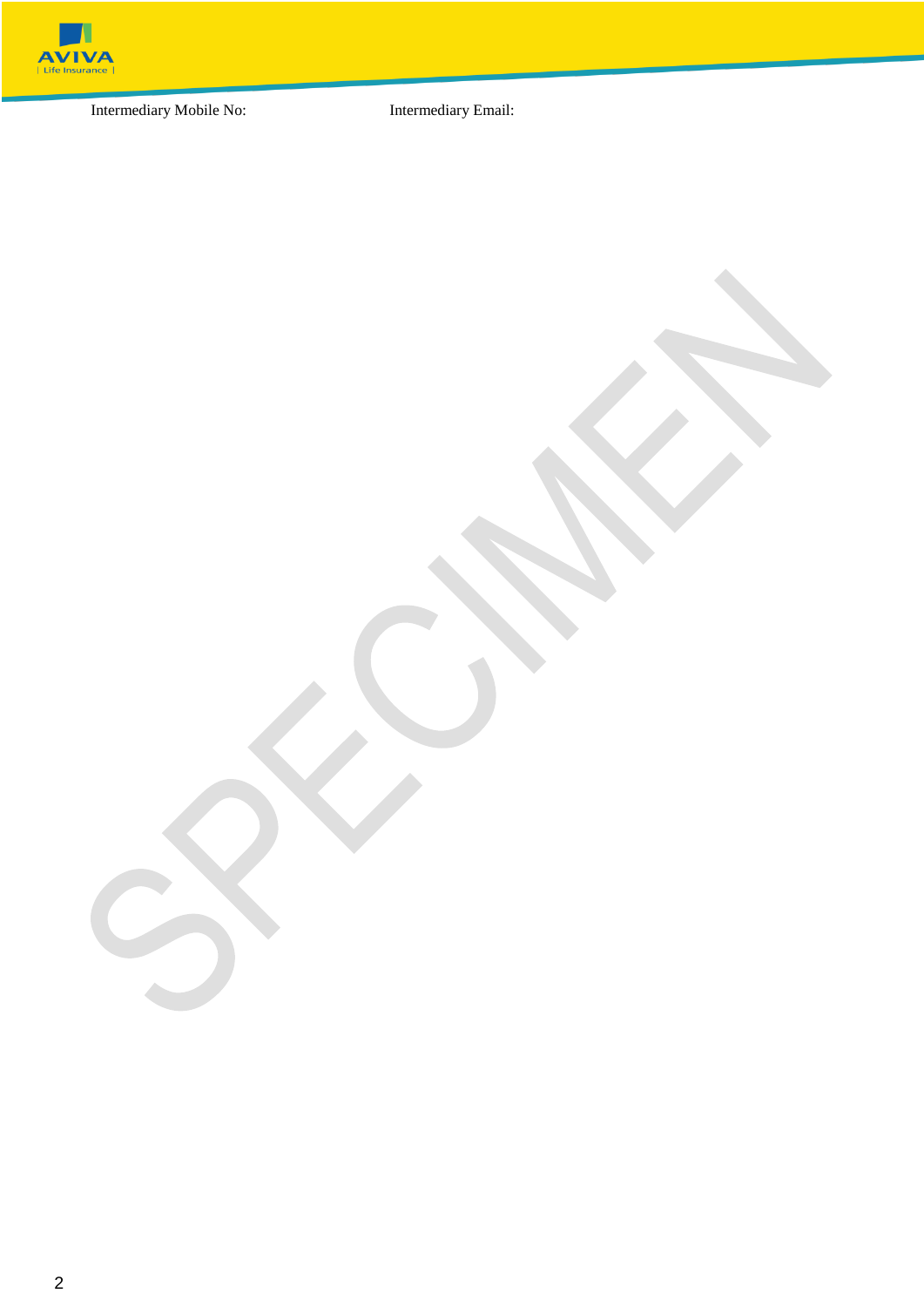Intermediary Mobile No: Intermediary Email: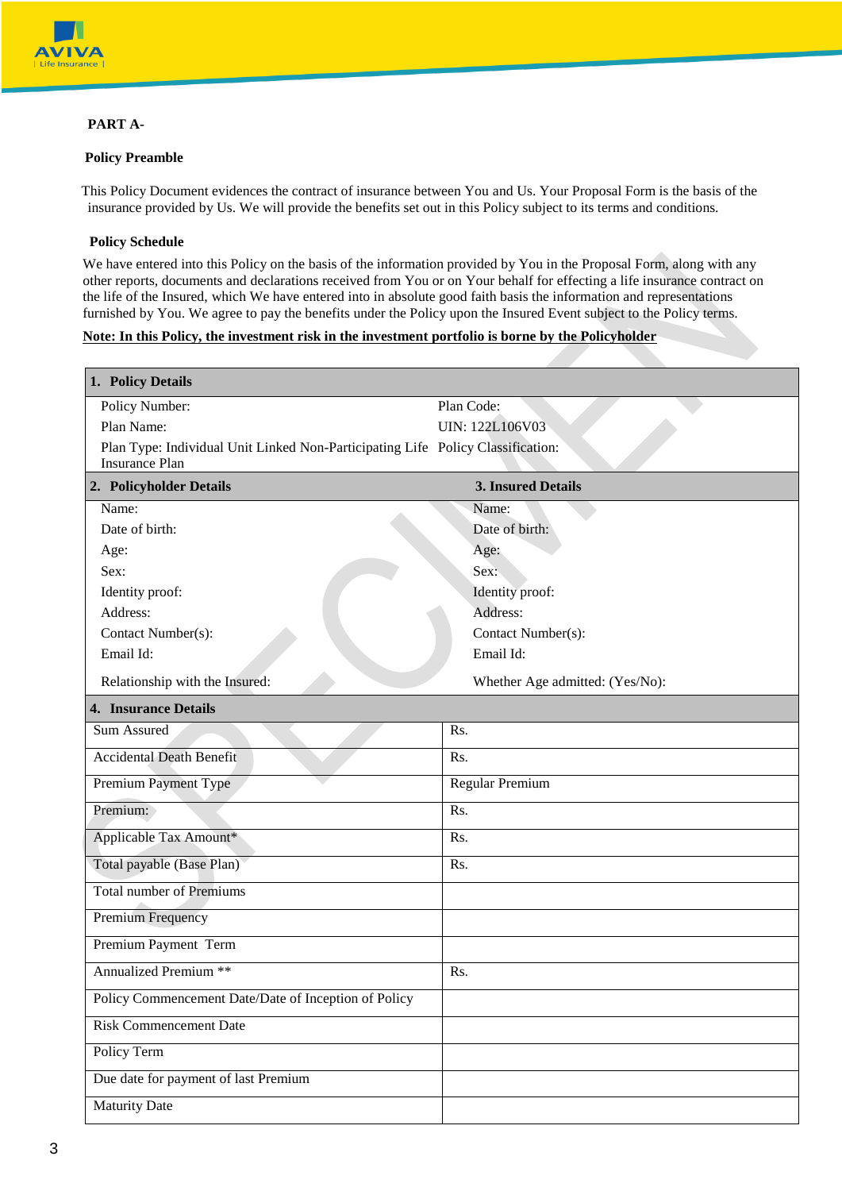**PART A-**

**Policy Preamble**

This Policy Document evidences the contract of insurance between You and Us. Your Proposal Form is the basis of the insurance provided by Us. We will provide the benefits set out in this Policy subject to its terms and conditions.

**Policy Schedule**

We have entered into this Policy on the basis of the information provided by You in the Proposal Form, along with any other reports, documents and declarations received from You or on Your behalf for effecting a life insurance contract on the life of the Insured, which We have entered into in absolute good faith basis the information and representations furnished by You. We agree to pay the benefits under the Policy upon the Insured Event subject to the Policy terms.

**Note: In this Policy, the investment risk in the investment portfolio is borne by the Policyholder**

| **1. Policy Details** | |
|---|---|
| Policy Number: | Plan Code: |
| Plan Name: | UIN: 122L106V03 |
| Plan Type: Individual Unit Linked Non-Participating Life Insurance Plan | Policy Classification: |
| **2. Policyholder Details** | **3. Insured Details** |
| Name: | Name: |
| Date of birth: | Date of birth: |
| Age: | Age: |
| Sex: | Sex: |
| Identity proof: | Identity proof: |
| Address: | Address: |
| Contact Number(s): | Contact Number(s): |
| Email Id: | Email Id: |
| Relationship with the Insured: | Whether Age admitted: (Yes/No): |
| **4. Insurance Details** | |
| Sum Assured | Rs. |
| Accidental Death Benefit | Rs. |
| Premium Payment Type | Regular Premium |
| Premium: | Rs. |
| Applicable Tax Amount* | Rs. |
| Total payable (Base Plan) | Rs. |
| Total number of Premiums | |
| Premium Frequency | |
| Premium Payment Term | |
| Annualized Premium ** | Rs. |
| Policy Commencement Date/Date of Inception of Policy | |
| Risk Commencement Date | |
| Policy Term | |
| Due date for payment of last Premium | |
| Maturity Date | |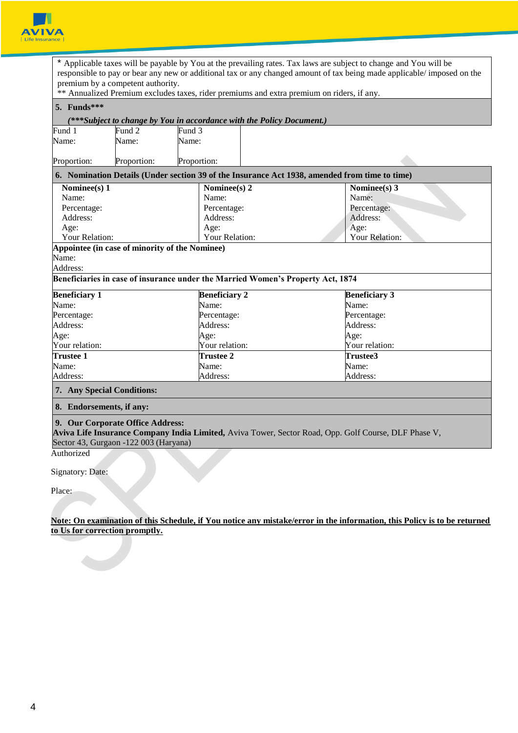\* Applicable taxes will be payable by You at the prevailing rates. Tax laws are subject to change and You will be responsible to pay or bear any new or additional tax or any changed amount of tax being made applicable/ imposed on the premium by a competent authority.
\*\* Annualized Premium excludes taxes, rider premiums and extra premium on riders, if any.

**5. Funds\*\*\***

***(\*\*\*Subject to change by You in accordance with the Policy Document.)***

| Fund 1 | Fund 2 | Fund 3 |
|---|---|---|
| Name: | Name: | Name: |
| Proportion: | Proportion: | Proportion: |

**6. Nomination Details (Under section 39 of the Insurance Act 1938, amended from time to time)**

| **Nominee(s) 1** | **Nominee(s) 2** | **Nominee(s) 3** |
|---|---|---|
| Name: | Name: | Name: |
| Percentage: | Percentage: | Percentage: |
| Address: | Address: | Address: |
| Age: | Age: | Age: |
| Your Relation: | Your Relation: | Your Relation: |

**Appointee (in case of minority of the Nominee)**
Name:
Address:

**Beneficiaries in case of insurance under the Married Women's Property Act, 1874**

| **Beneficiary 1** | **Beneficiary 2** | **Beneficiary 3** |
|---|---|---|
| Name: | Name: | Name: |
| Percentage: | Percentage: | Percentage: |
| Address: | Address: | Address: |
| Age: | Age: | Age: |
| Your relation: | Your relation: | Your relation: |

| **Trustee 1** | **Trustee 2** | **Trustee3** |
|---|---|---|
| Name: | Name: | Name: |
| Address: | Address: | Address: |

**7. Any Special Conditions:**

**8. Endorsements, if any:**

**9. Our Corporate Office Address:**
**Aviva Life Insurance Company India Limited,** Aviva Tower, Sector Road, Opp. Golf Course, DLF Phase V, Sector 43, Gurgaon -122 003 (Haryana)

Authorized

Signatory: Date:

Place:

**Note: On examination of this Schedule, if You notice any mistake/error in the information, this Policy is to be returned to Us for correction promptly.**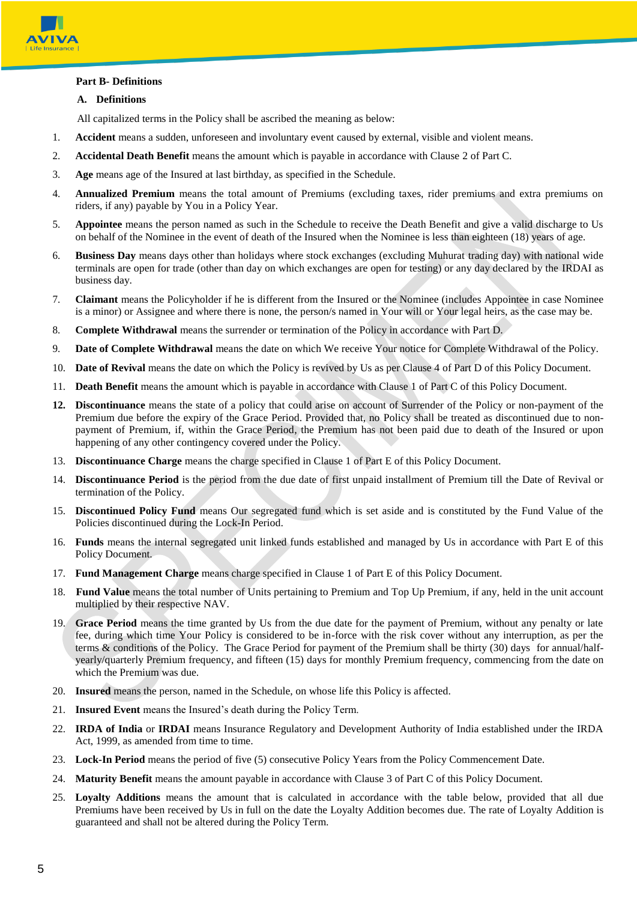**Part B- Definitions**

**A. Definitions**

All capitalized terms in the Policy shall be ascribed the meaning as below:

1. **Accident** means a sudden, unforeseen and involuntary event caused by external, visible and violent means.
2. **Accidental Death Benefit** means the amount which is payable in accordance with Clause 2 of Part C.
3. **Age** means age of the Insured at last birthday, as specified in the Schedule.
4. **Annualized Premium** means the total amount of Premiums (excluding taxes, rider premiums and extra premiums on riders, if any) payable by You in a Policy Year.
5. **Appointee** means the person named as such in the Schedule to receive the Death Benefit and give a valid discharge to Us on behalf of the Nominee in the event of death of the Insured when the Nominee is less than eighteen (18) years of age.
6. **Business Day** means days other than holidays where stock exchanges (excluding Muhurat trading day) with national wide terminals are open for trade (other than day on which exchanges are open for testing) or any day declared by the IRDAI as business day.
7. **Claimant** means the Policyholder if he is different from the Insured or the Nominee (includes Appointee in case Nominee is a minor) or Assignee and where there is none, the person/s named in Your will or Your legal heirs, as the case may be.
8. **Complete Withdrawal** means the surrender or termination of the Policy in accordance with Part D.
9. **Date of Complete Withdrawal** means the date on which We receive Your notice for Complete Withdrawal of the Policy.
10. **Date of Revival** means the date on which the Policy is revived by Us as per Clause 4 of Part D of this Policy Document.
11. **Death Benefit** means the amount which is payable in accordance with Clause 1 of Part C of this Policy Document.
12. **Discontinuance** means the state of a policy that could arise on account of Surrender of the Policy or non-payment of the Premium due before the expiry of the Grace Period. Provided that, no Policy shall be treated as discontinued due to non-payment of Premium, if, within the Grace Period, the Premium has not been paid due to death of the Insured or upon happening of any other contingency covered under the Policy.
13. **Discontinuance Charge** means the charge specified in Clause 1 of Part E of this Policy Document.
14. **Discontinuance Period** is the period from the due date of first unpaid installment of Premium till the Date of Revival or termination of the Policy.
15. **Discontinued Policy Fund** means Our segregated fund which is set aside and is constituted by the Fund Value of the Policies discontinued during the Lock-In Period.
16. **Funds** means the internal segregated unit linked funds established and managed by Us in accordance with Part E of this Policy Document.
17. **Fund Management Charge** means charge specified in Clause 1 of Part E of this Policy Document.
18. **Fund Value** means the total number of Units pertaining to Premium and Top Up Premium, if any, held in the unit account multiplied by their respective NAV.
19. **Grace Period** means the time granted by Us from the due date for the payment of Premium, without any penalty or late fee, during which time Your Policy is considered to be in-force with the risk cover without any interruption, as per the terms & conditions of the Policy. The Grace Period for payment of the Premium shall be thirty (30) days for annual/half-yearly/quarterly Premium frequency, and fifteen (15) days for monthly Premium frequency, commencing from the date on which the Premium was due.
20. **Insured** means the person, named in the Schedule, on whose life this Policy is affected.
21. **Insured Event** means the Insured's death during the Policy Term.
22. **IRDA of India** or **IRDAI** means Insurance Regulatory and Development Authority of India established under the IRDA Act, 1999, as amended from time to time.
23. **Lock-In Period** means the period of five (5) consecutive Policy Years from the Policy Commencement Date.
24. **Maturity Benefit** means the amount payable in accordance with Clause 3 of Part C of this Policy Document.
25. **Loyalty Additions** means the amount that is calculated in accordance with the table below, provided that all due Premiums have been received by Us in full on the date the Loyalty Addition becomes due. The rate of Loyalty Addition is guaranteed and shall not be altered during the Policy Term.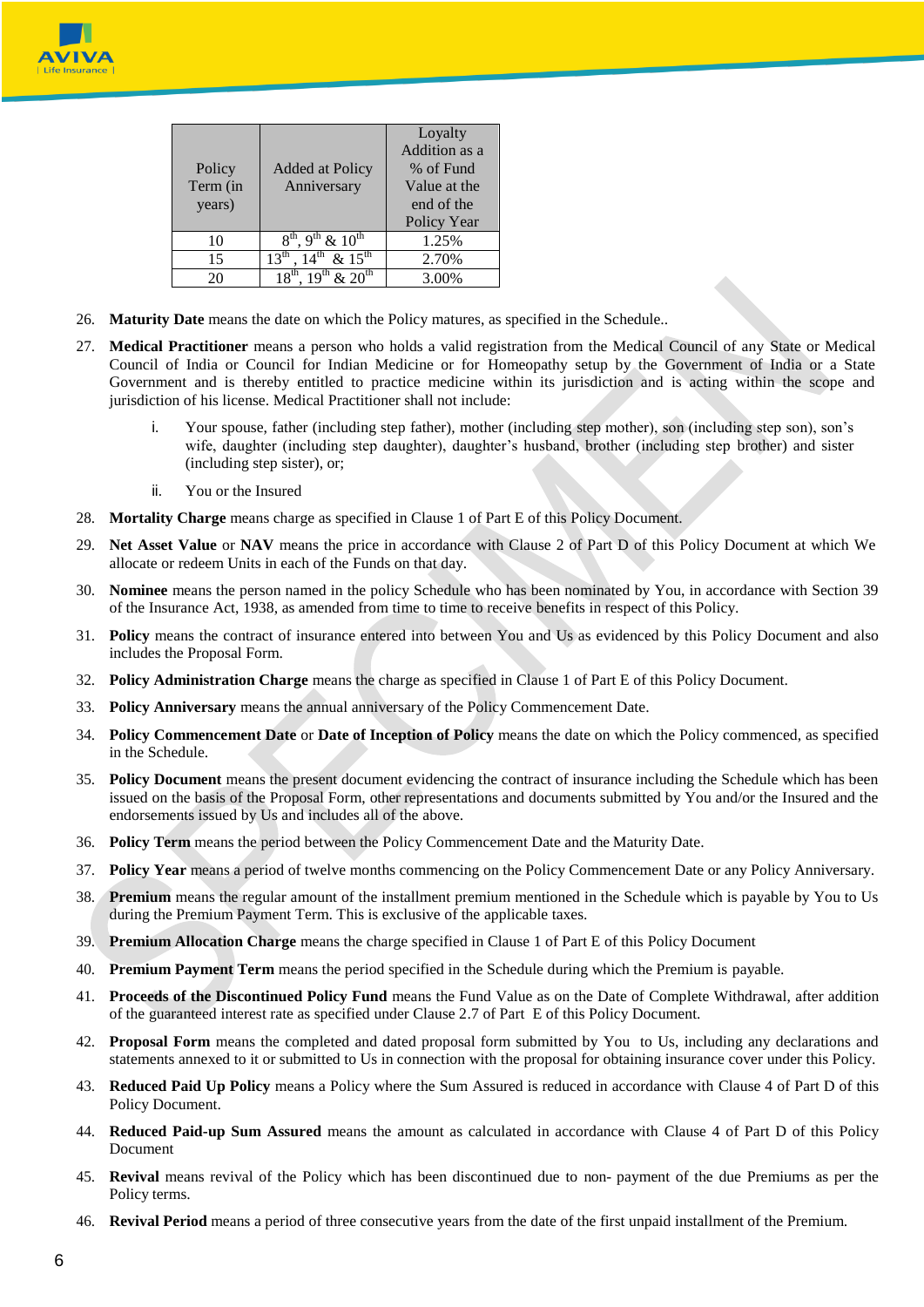| Policy Term (in years) | Added at Policy Anniversary | Loyalty Addition as a % of Fund Value at the end of the Policy Year |
|---|---|---|
| 10 | 8th, 9th & 10th | 1.25% |
| 15 | 13th , 14th & 15th | 2.70% |
| 20 | 18th, 19th & 20th | 3.00% |

26. **Maturity Date** means the date on which the Policy matures, as specified in the Schedule..

27. **Medical Practitioner** means a person who holds a valid registration from the Medical Council of any State or Medical Council of India or Council for Indian Medicine or for Homeopathy setup by the Government of India or a State Government and is thereby entitled to practice medicine within its jurisdiction and is acting within the scope and jurisdiction of his license. Medical Practitioner shall not include:

    i. Your spouse, father (including step father), mother (including step mother), son (including step son), son's wife, daughter (including step daughter), daughter's husband, brother (including step brother) and sister (including step sister), or;

    ii. You or the Insured

28. **Mortality Charge** means charge as specified in Clause 1 of Part E of this Policy Document.

29. **Net Asset Value** or **NAV** means the price in accordance with Clause 2 of Part D of this Policy Document at which We allocate or redeem Units in each of the Funds on that day.

30. **Nominee** means the person named in the policy Schedule who has been nominated by You, in accordance with Section 39 of the Insurance Act, 1938, as amended from time to time to receive benefits in respect of this Policy.

31. **Policy** means the contract of insurance entered into between You and Us as evidenced by this Policy Document and also includes the Proposal Form.

32. **Policy Administration Charge** means the charge as specified in Clause 1 of Part E of this Policy Document.

33. **Policy Anniversary** means the annual anniversary of the Policy Commencement Date.

34. **Policy Commencement Date** or **Date of Inception of Policy** means the date on which the Policy commenced, as specified in the Schedule.

35. **Policy Document** means the present document evidencing the contract of insurance including the Schedule which has been issued on the basis of the Proposal Form, other representations and documents submitted by You and/or the Insured and the endorsements issued by Us and includes all of the above.

36. **Policy Term** means the period between the Policy Commencement Date and the Maturity Date.

37. **Policy Year** means a period of twelve months commencing on the Policy Commencement Date or any Policy Anniversary.

38. **Premium** means the regular amount of the installment premium mentioned in the Schedule which is payable by You to Us during the Premium Payment Term. This is exclusive of the applicable taxes.

39. **Premium Allocation Charge** means the charge specified in Clause 1 of Part E of this Policy Document

40. **Premium Payment Term** means the period specified in the Schedule during which the Premium is payable.

41. **Proceeds of the Discontinued Policy Fund** means the Fund Value as on the Date of Complete Withdrawal, after addition of the guaranteed interest rate as specified under Clause 2.7 of Part E of this Policy Document.

42. **Proposal Form** means the completed and dated proposal form submitted by You to Us, including any declarations and statements annexed to it or submitted to Us in connection with the proposal for obtaining insurance cover under this Policy.

43. **Reduced Paid Up Policy** means a Policy where the Sum Assured is reduced in accordance with Clause 4 of Part D of this Policy Document.

44. **Reduced Paid-up Sum Assured** means the amount as calculated in accordance with Clause 4 of Part D of this Policy Document

45. **Revival** means revival of the Policy which has been discontinued due to non- payment of the due Premiums as per the Policy terms.

46. **Revival Period** means a period of three consecutive years from the date of the first unpaid installment of the Premium.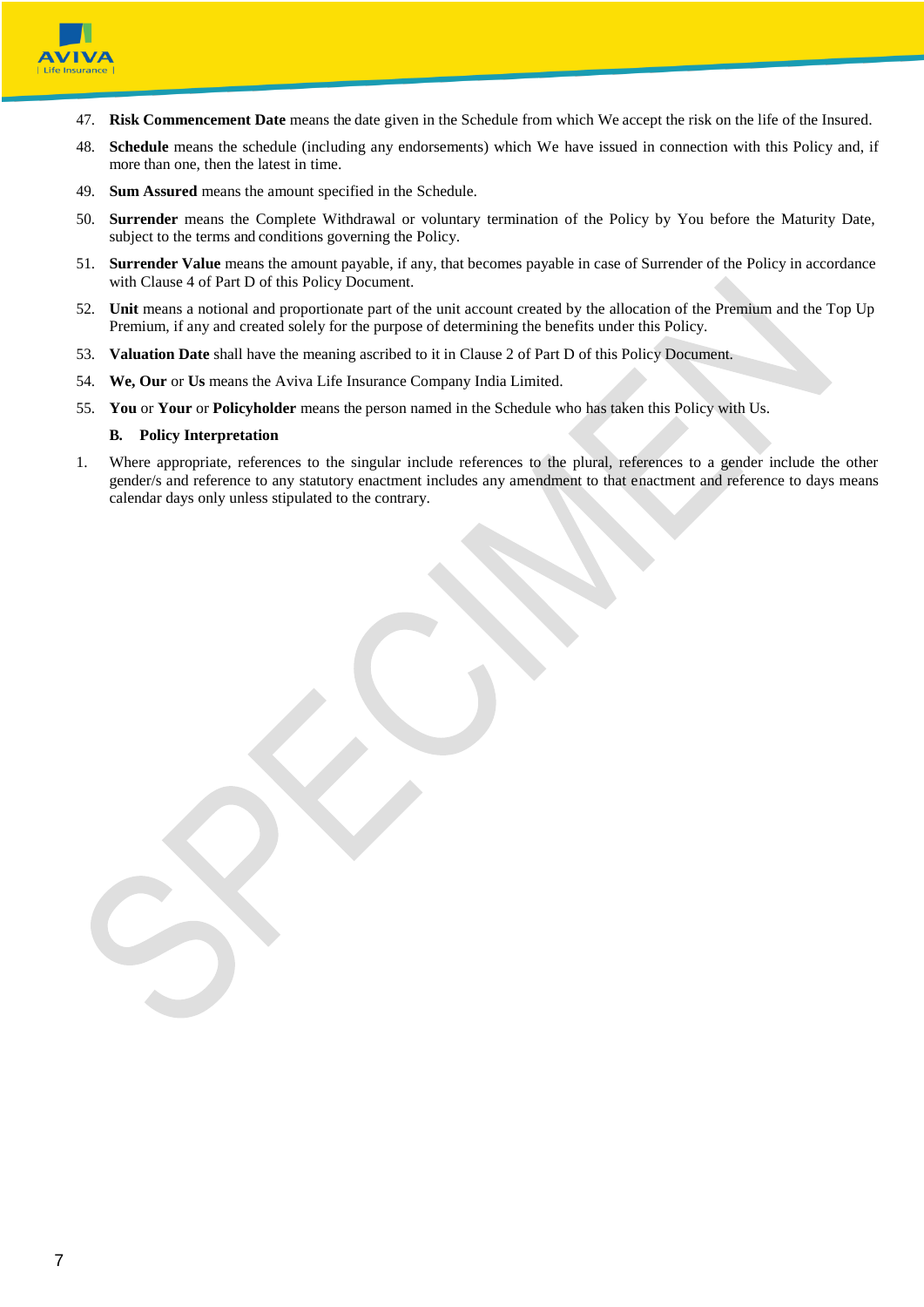47. **Risk Commencement Date** means the date given in the Schedule from which We accept the risk on the life of the Insured.

48. **Schedule** means the schedule (including any endorsements) which We have issued in connection with this Policy and, if more than one, then the latest in time.

49. **Sum Assured** means the amount specified in the Schedule.

50. **Surrender** means the Complete Withdrawal or voluntary termination of the Policy by You before the Maturity Date, subject to the terms and conditions governing the Policy.

51. **Surrender Value** means the amount payable, if any, that becomes payable in case of Surrender of the Policy in accordance with Clause 4 of Part D of this Policy Document.

52. **Unit** means a notional and proportionate part of the unit account created by the allocation of the Premium and the Top Up Premium, if any and created solely for the purpose of determining the benefits under this Policy.

53. **Valuation Date** shall have the meaning ascribed to it in Clause 2 of Part D of this Policy Document.

54. **We, Our** or **Us** means the Aviva Life Insurance Company India Limited.

55. **You** or **Your** or **Policyholder** means the person named in the Schedule who has taken this Policy with Us.

**B. Policy Interpretation**

1. Where appropriate, references to the singular include references to the plural, references to a gender include the other gender/s and reference to any statutory enactment includes any amendment to that enactment and reference to days means calendar days only unless stipulated to the contrary.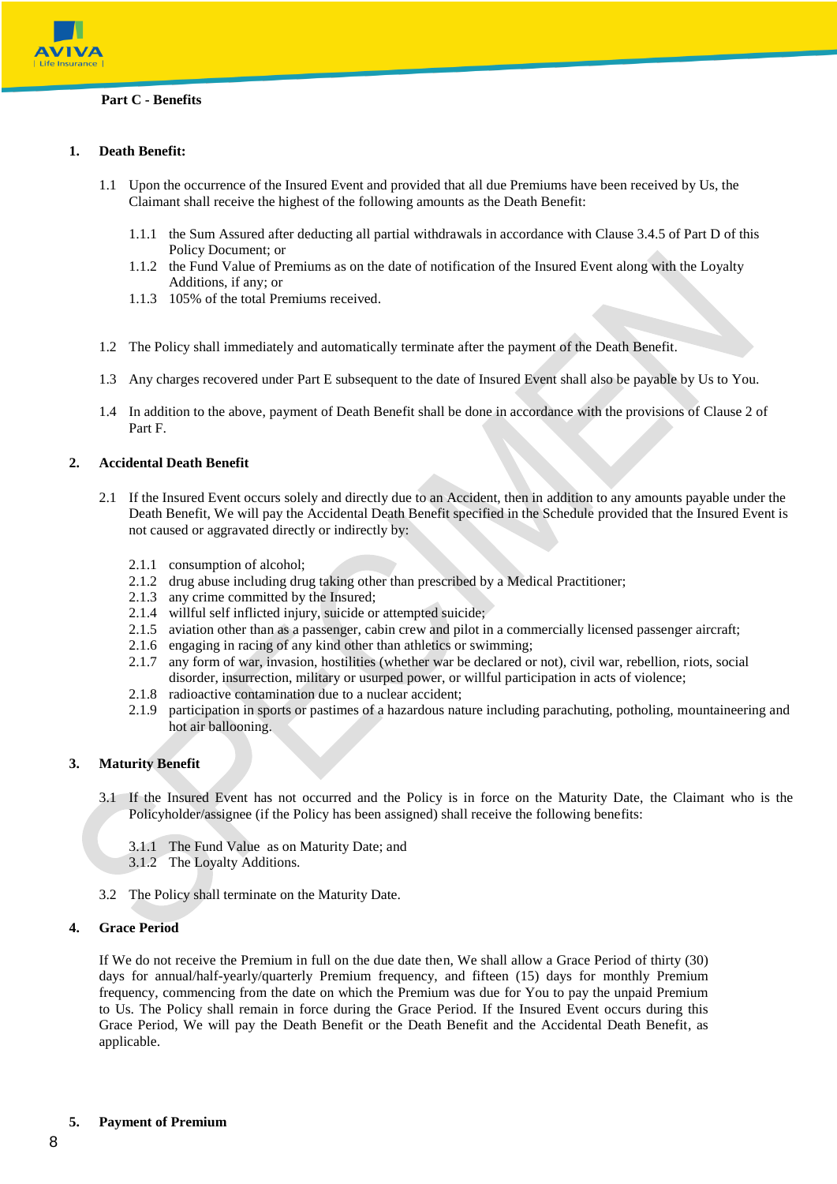## Part C - Benefits

### 1. Death Benefit:

1.1 Upon the occurrence of the Insured Event and provided that all due Premiums have been received by Us, the Claimant shall receive the highest of the following amounts as the Death Benefit:

1.1.1 the Sum Assured after deducting all partial withdrawals in accordance with Clause 3.4.5 of Part D of this Policy Document; or

1.1.2 the Fund Value of Premiums as on the date of notification of the Insured Event along with the Loyalty Additions, if any; or

1.1.3 105% of the total Premiums received.

1.2 The Policy shall immediately and automatically terminate after the payment of the Death Benefit.

1.3 Any charges recovered under Part E subsequent to the date of Insured Event shall also be payable by Us to You.

1.4 In addition to the above, payment of Death Benefit shall be done in accordance with the provisions of Clause 2 of Part F.

### 2. Accidental Death Benefit

2.1 If the Insured Event occurs solely and directly due to an Accident, then in addition to any amounts payable under the Death Benefit, We will pay the Accidental Death Benefit specified in the Schedule provided that the Insured Event is not caused or aggravated directly or indirectly by:

2.1.1 consumption of alcohol;

2.1.2 drug abuse including drug taking other than prescribed by a Medical Practitioner;

2.1.3 any crime committed by the Insured;

2.1.4 willful self inflicted injury, suicide or attempted suicide;

2.1.5 aviation other than as a passenger, cabin crew and pilot in a commercially licensed passenger aircraft;

2.1.6 engaging in racing of any kind other than athletics or swimming;

2.1.7 any form of war, invasion, hostilities (whether war be declared or not), civil war, rebellion, riots, social disorder, insurrection, military or usurped power, or willful participation in acts of violence;

2.1.8 radioactive contamination due to a nuclear accident;

2.1.9 participation in sports or pastimes of a hazardous nature including parachuting, potholing, mountaineering and hot air ballooning.

### 3. Maturity Benefit

3.1 If the Insured Event has not occurred and the Policy is in force on the Maturity Date, the Claimant who is the Policyholder/assignee (if the Policy has been assigned) shall receive the following benefits:

3.1.1 The Fund Value as on Maturity Date; and

3.1.2 The Loyalty Additions.

3.2 The Policy shall terminate on the Maturity Date.

### 4. Grace Period

If We do not receive the Premium in full on the due date then, We shall allow a Grace Period of thirty (30) days for annual/half-yearly/quarterly Premium frequency, and fifteen (15) days for monthly Premium frequency, commencing from the date on which the Premium was due for You to pay the unpaid Premium to Us. The Policy shall remain in force during the Grace Period. If the Insured Event occurs during this Grace Period, We will pay the Death Benefit or the Death Benefit and the Accidental Death Benefit, as applicable.

### 5. Payment of Premium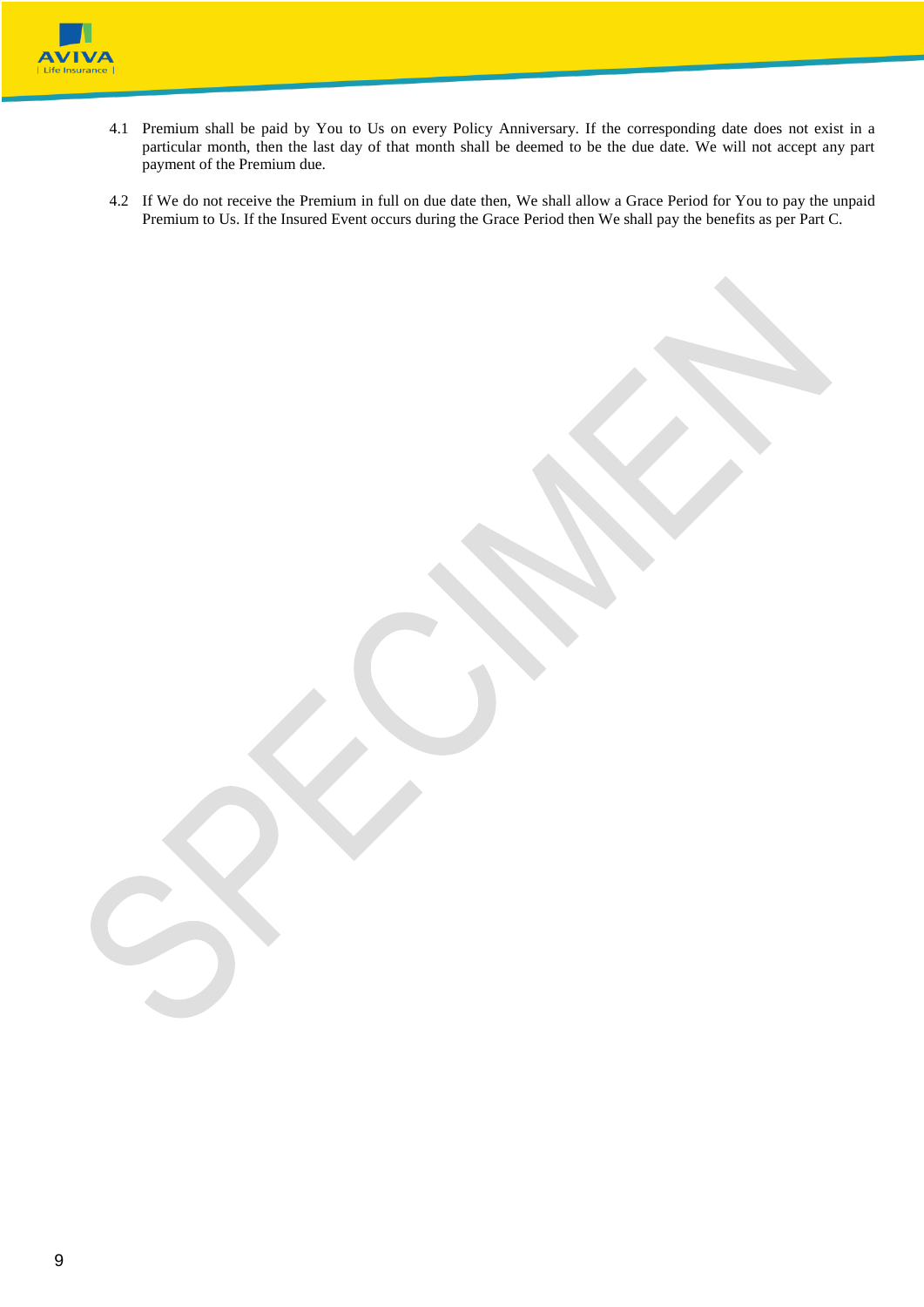4.1 Premium shall be paid by You to Us on every Policy Anniversary. If the corresponding date does not exist in a particular month, then the last day of that month shall be deemed to be the due date. We will not accept any part payment of the Premium due.

4.2 If We do not receive the Premium in full on due date then, We shall allow a Grace Period for You to pay the unpaid Premium to Us. If the Insured Event occurs during the Grace Period then We shall pay the benefits as per Part C.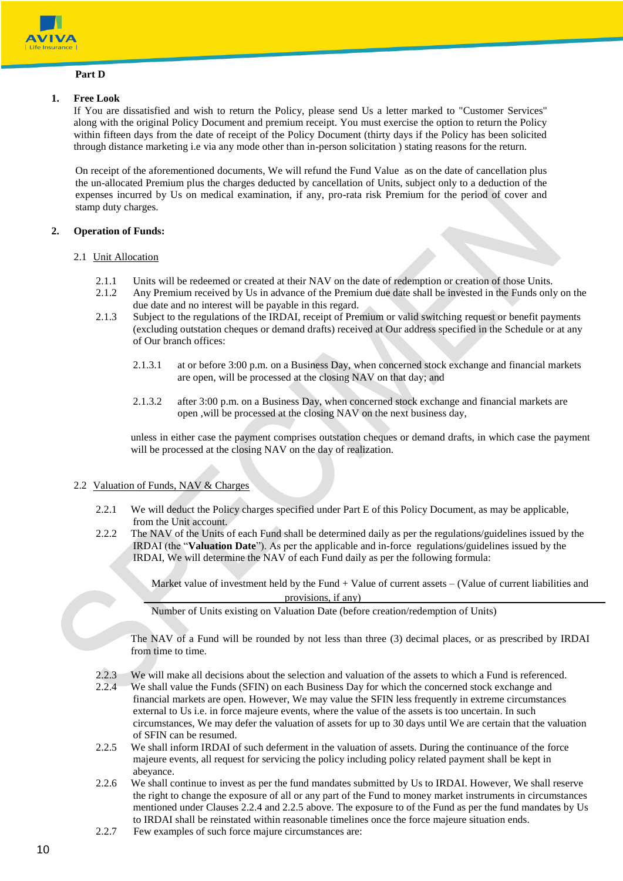**Part D**

1. **Free Look**

If You are dissatisfied and wish to return the Policy, please send Us a letter marked to "Customer Services" along with the original Policy Document and premium receipt. You must exercise the option to return the Policy within fifteen days from the date of receipt of the Policy Document (thirty days if the Policy has been solicited through distance marketing i.e via any mode other than in-person solicitation ) stating reasons for the return.

On receipt of the aforementioned documents, We will refund the Fund Value as on the date of cancellation plus the un-allocated Premium plus the charges deducted by cancellation of Units, subject only to a deduction of the expenses incurred by Us on medical examination, if any, pro-rata risk Premium for the period of cover and stamp duty charges.

2. **Operation of Funds:**

2.1 Unit Allocation

2.1.1 Units will be redeemed or created at their NAV on the date of redemption or creation of those Units.

2.1.2 Any Premium received by Us in advance of the Premium due date shall be invested in the Funds only on the due date and no interest will be payable in this regard.

2.1.3 Subject to the regulations of the IRDAI, receipt of Premium or valid switching request or benefit payments (excluding outstation cheques or demand drafts) received at Our address specified in the Schedule or at any of Our branch offices:

2.1.3.1 at or before 3:00 p.m. on a Business Day, when concerned stock exchange and financial markets are open, will be processed at the closing NAV on that day; and

2.1.3.2 after 3:00 p.m. on a Business Day, when concerned stock exchange and financial markets are open ,will be processed at the closing NAV on the next business day,

unless in either case the payment comprises outstation cheques or demand drafts, in which case the payment will be processed at the closing NAV on the day of realization.

2.2 Valuation of Funds, NAV & Charges

2.2.1 We will deduct the Policy charges specified under Part E of this Policy Document, as may be applicable, from the Unit account.

2.2.2 The NAV of the Units of each Fund shall be determined daily as per the regulations/guidelines issued by the IRDAI (the "**Valuation Date**"). As per the applicable and in-force regulations/guidelines issued by the IRDAI, We will determine the NAV of each Fund daily as per the following formula:

$$\frac{\text{Market value of investment held by the Fund + Value of current assets – (Value of current liabilities and provisions, if any)}}{\text{Number of Units existing on Valuation Date (before creation/redemption of Units)}}$$

The NAV of a Fund will be rounded by not less than three (3) decimal places, or as prescribed by IRDAI from time to time.

2.2.3 We will make all decisions about the selection and valuation of the assets to which a Fund is referenced.

2.2.4 We shall value the Funds (SFIN) on each Business Day for which the concerned stock exchange and financial markets are open. However, We may value the SFIN less frequently in extreme circumstances external to Us i.e. in force majeure events, where the value of the assets is too uncertain. In such circumstances, We may defer the valuation of assets for up to 30 days until We are certain that the valuation of SFIN can be resumed.

2.2.5 We shall inform IRDAI of such deferment in the valuation of assets. During the continuance of the force majeure events, all request for servicing the policy including policy related payment shall be kept in abeyance.

2.2.6 We shall continue to invest as per the fund mandates submitted by Us to IRDAI. However, We shall reserve the right to change the exposure of all or any part of the Fund to money market instruments in circumstances mentioned under Clauses 2.2.4 and 2.2.5 above. The exposure to of the Fund as per the fund mandates by Us to IRDAI shall be reinstated within reasonable timelines once the force majeure situation ends.

2.2.7 Few examples of such force majure circumstances are: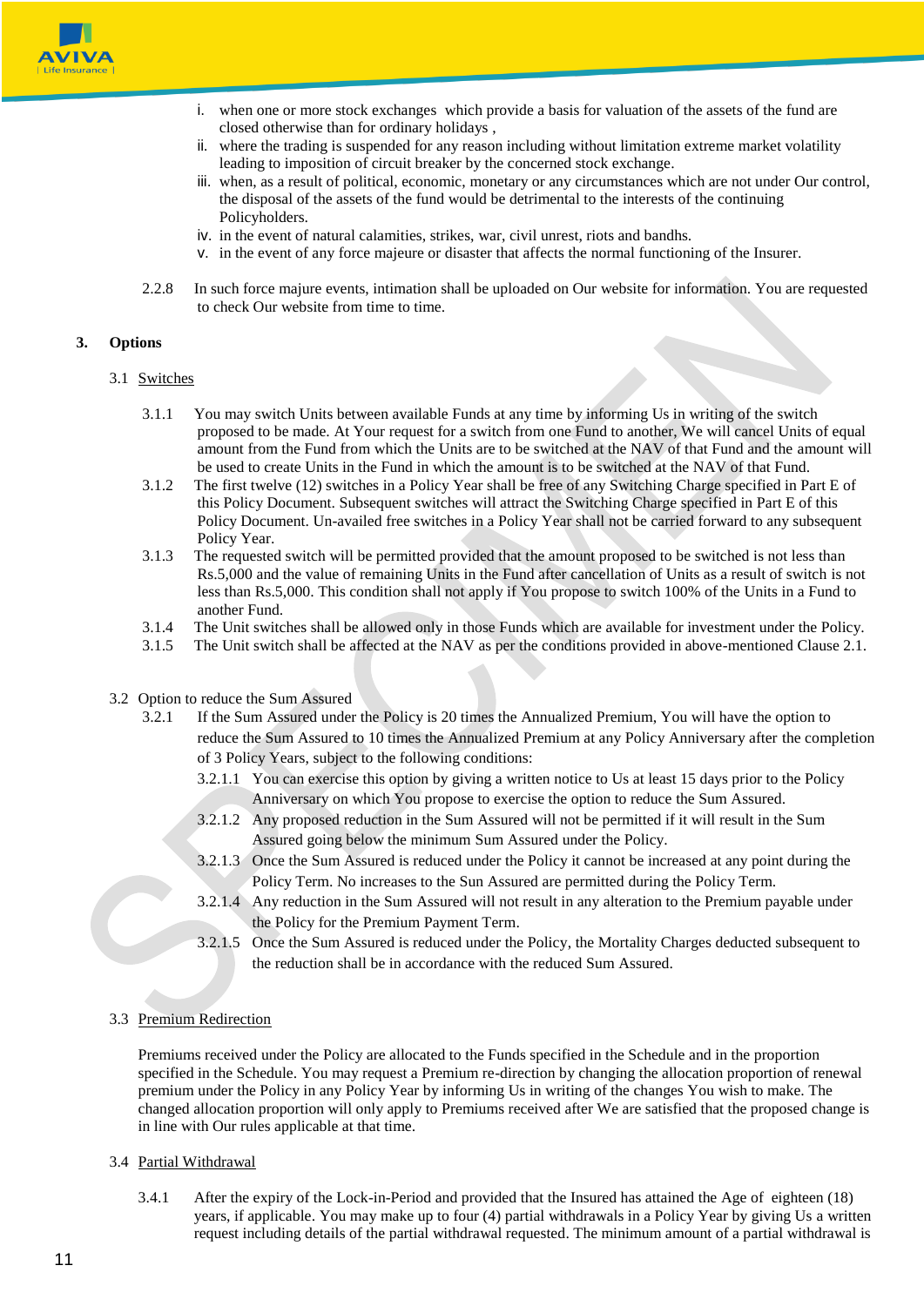i. when one or more stock exchanges which provide a basis for valuation of the assets of the fund are closed otherwise than for ordinary holidays ,
ii. where the trading is suspended for any reason including without limitation extreme market volatility leading to imposition of circuit breaker by the concerned stock exchange.
iii. when, as a result of political, economic, monetary or any circumstances which are not under Our control, the disposal of the assets of the fund would be detrimental to the interests of the continuing Policyholders.
iv. in the event of natural calamities, strikes, war, civil unrest, riots and bandhs.
v. in the event of any force majeure or disaster that affects the normal functioning of the Insurer.

2.2.8 In such force majure events, intimation shall be uploaded on Our website for information. You are requested to check Our website from time to time.

## 3. Options

### 3.1 Switches

3.1.1 You may switch Units between available Funds at any time by informing Us in writing of the switch proposed to be made. At Your request for a switch from one Fund to another, We will cancel Units of equal amount from the Fund from which the Units are to be switched at the NAV of that Fund and the amount will be used to create Units in the Fund in which the amount is to be switched at the NAV of that Fund.

3.1.2 The first twelve (12) switches in a Policy Year shall be free of any Switching Charge specified in Part E of this Policy Document. Subsequent switches will attract the Switching Charge specified in Part E of this Policy Document. Un-availed free switches in a Policy Year shall not be carried forward to any subsequent Policy Year.

3.1.3 The requested switch will be permitted provided that the amount proposed to be switched is not less than Rs.5,000 and the value of remaining Units in the Fund after cancellation of Units as a result of switch is not less than Rs.5,000. This condition shall not apply if You propose to switch 100% of the Units in a Fund to another Fund.

3.1.4 The Unit switches shall be allowed only in those Funds which are available for investment under the Policy.

3.1.5 The Unit switch shall be affected at the NAV as per the conditions provided in above-mentioned Clause 2.1.

### 3.2 Option to reduce the Sum Assured

3.2.1 If the Sum Assured under the Policy is 20 times the Annualized Premium, You will have the option to reduce the Sum Assured to 10 times the Annualized Premium at any Policy Anniversary after the completion of 3 Policy Years, subject to the following conditions:

3.2.1.1 You can exercise this option by giving a written notice to Us at least 15 days prior to the Policy Anniversary on which You propose to exercise the option to reduce the Sum Assured.

3.2.1.2 Any proposed reduction in the Sum Assured will not be permitted if it will result in the Sum Assured going below the minimum Sum Assured under the Policy.

3.2.1.3 Once the Sum Assured is reduced under the Policy it cannot be increased at any point during the Policy Term. No increases to the Sun Assured are permitted during the Policy Term.

3.2.1.4 Any reduction in the Sum Assured will not result in any alteration to the Premium payable under the Policy for the Premium Payment Term.

3.2.1.5 Once the Sum Assured is reduced under the Policy, the Mortality Charges deducted subsequent to the reduction shall be in accordance with the reduced Sum Assured.

### 3.3 Premium Redirection

Premiums received under the Policy are allocated to the Funds specified in the Schedule and in the proportion specified in the Schedule. You may request a Premium re-direction by changing the allocation proportion of renewal premium under the Policy in any Policy Year by informing Us in writing of the changes You wish to make. The changed allocation proportion will only apply to Premiums received after We are satisfied that the proposed change is in line with Our rules applicable at that time.

### 3.4 Partial Withdrawal

3.4.1 After the expiry of the Lock-in-Period and provided that the Insured has attained the Age of eighteen (18) years, if applicable. You may make up to four (4) partial withdrawals in a Policy Year by giving Us a written request including details of the partial withdrawal requested. The minimum amount of a partial withdrawal is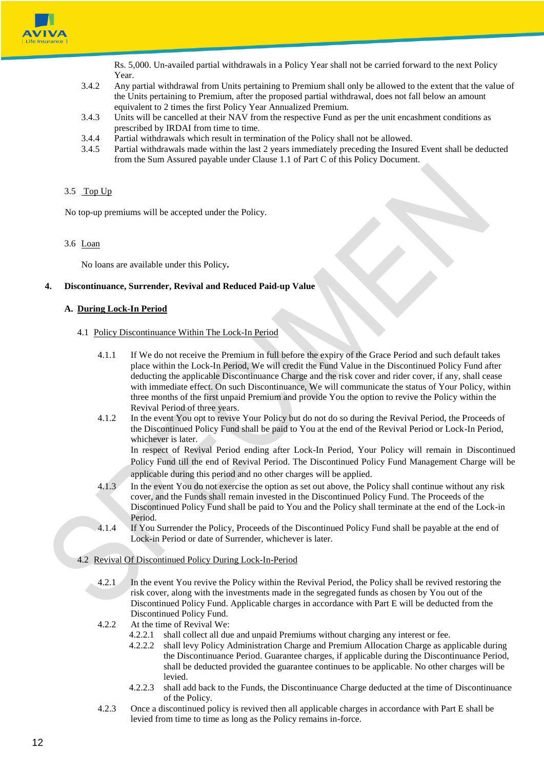Rs. 5,000. Un-availed partial withdrawals in a Policy Year shall not be carried forward to the next Policy Year.

3.4.2 Any partial withdrawal from Units pertaining to Premium shall only be allowed to the extent that the value of the Units pertaining to Premium, after the proposed partial withdrawal, does not fall below an amount equivalent to 2 times the first Policy Year Annualized Premium.

3.4.3 Units will be cancelled at their NAV from the respective Fund as per the unit encashment conditions as prescribed by IRDAI from time to time.

3.4.4 Partial withdrawals which result in termination of the Policy shall not be allowed.

3.4.5 Partial withdrawals made within the last 2 years immediately preceding the Insured Event shall be deducted from the Sum Assured payable under Clause 1.1 of Part C of this Policy Document.

3.5 Top Up

No top-up premiums will be accepted under the Policy.

3.6 Loan

No loans are available under this Policy.

## 4. Discontinuance, Surrender, Revival and Reduced Paid-up Value

### A. During Lock-In Period

4.1 Policy Discontinuance Within The Lock-In Period

4.1.1 If We do not receive the Premium in full before the expiry of the Grace Period and such default takes place within the Lock-In Period, We will credit the Fund Value in the Discontinued Policy Fund after deducting the applicable Discontinuance Charge and the risk cover and rider cover, if any, shall cease with immediate effect. On such Discontinuance, We will communicate the status of Your Policy, within three months of the first unpaid Premium and provide You the option to revive the Policy within the Revival Period of three years.

4.1.2 In the event You opt to revive Your Policy but do not do so during the Revival Period, the Proceeds of the Discontinued Policy Fund shall be paid to You at the end of the Revival Period or Lock-In Period, whichever is later.

In respect of Revival Period ending after Lock-In Period, Your Policy will remain in Discontinued Policy Fund till the end of Revival Period. The Discontinued Policy Fund Management Charge will be applicable during this period and no other charges will be applied.

4.1.3 In the event You do not exercise the option as set out above, the Policy shall continue without any risk cover, and the Funds shall remain invested in the Discontinued Policy Fund. The Proceeds of the Discontinued Policy Fund shall be paid to You and the Policy shall terminate at the end of the Lock-in Period.

4.1.4 If You Surrender the Policy, Proceeds of the Discontinued Policy Fund shall be payable at the end of Lock-in Period or date of Surrender, whichever is later.

4.2 Revival Of Discontinued Policy During Lock-In-Period

4.2.1 In the event You revive the Policy within the Revival Period, the Policy shall be revived restoring the risk cover, along with the investments made in the segregated funds as chosen by You out of the Discontinued Policy Fund. Applicable charges in accordance with Part E will be deducted from the Discontinued Policy Fund.

4.2.2 At the time of Revival We:

4.2.2.1 shall collect all due and unpaid Premiums without charging any interest or fee.

4.2.2.2 shall levy Policy Administration Charge and Premium Allocation Charge as applicable during the Discontinuance Period. Guarantee charges, if applicable during the Discontinuance Period, shall be deducted provided the guarantee continues to be applicable. No other charges will be levied.

4.2.2.3 shall add back to the Funds, the Discontinuance Charge deducted at the time of Discontinuance of the Policy.

4.2.3 Once a discontinued policy is revived then all applicable charges in accordance with Part E shall be levied from time to time as long as the Policy remains in-force.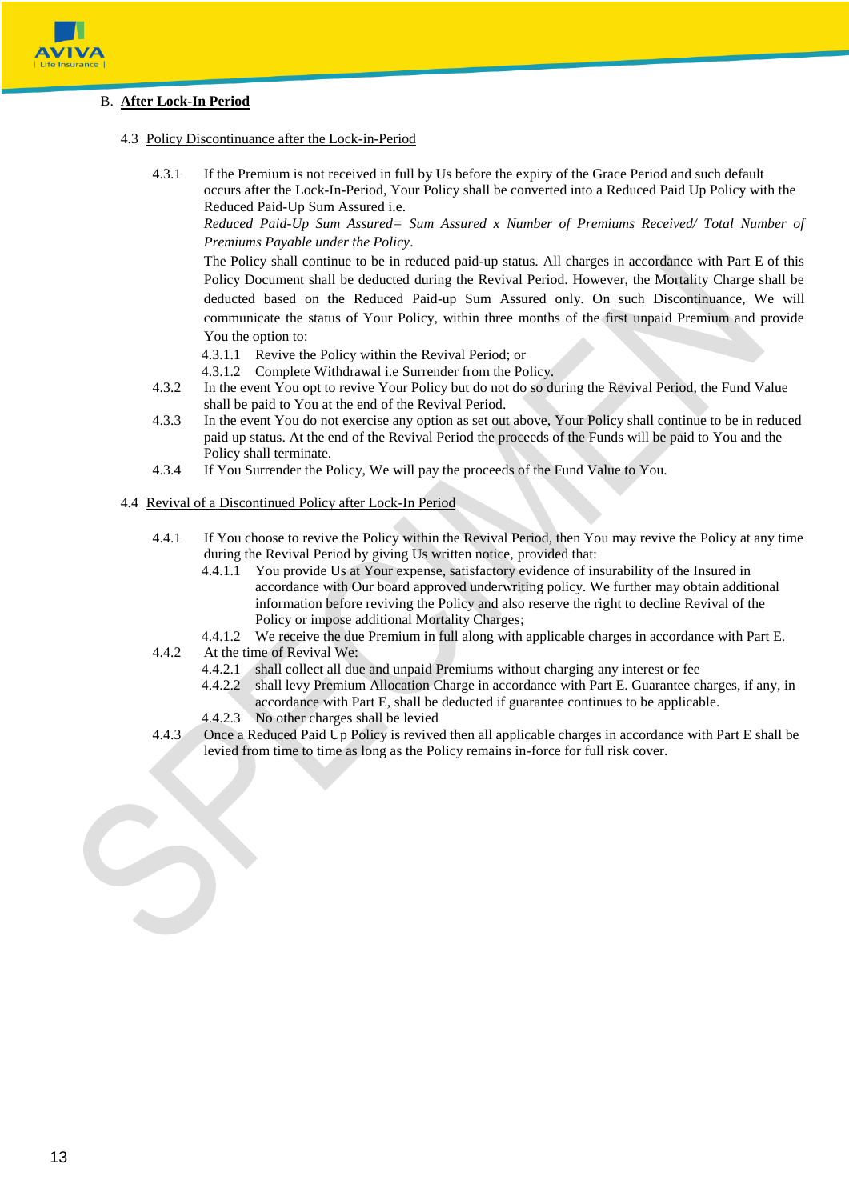B. **After Lock-In Period**

4.3 Policy Discontinuance after the Lock-in-Period

4.3.1 If the Premium is not received in full by Us before the expiry of the Grace Period and such default occurs after the Lock-In-Period, Your Policy shall be converted into a Reduced Paid Up Policy with the Reduced Paid-Up Sum Assured i.e.

*Reduced Paid-Up Sum Assured= Sum Assured x Number of Premiums Received/ Total Number of Premiums Payable under the Policy*.

The Policy shall continue to be in reduced paid-up status. All charges in accordance with Part E of this Policy Document shall be deducted during the Revival Period. However, the Mortality Charge shall be deducted based on the Reduced Paid-up Sum Assured only. On such Discontinuance, We will communicate the status of Your Policy, within three months of the first unpaid Premium and provide You the option to:

4.3.1.1 Revive the Policy within the Revival Period; or

4.3.1.2 Complete Withdrawal i.e Surrender from the Policy.

4.3.2 In the event You opt to revive Your Policy but do not do so during the Revival Period, the Fund Value shall be paid to You at the end of the Revival Period.

4.3.3 In the event You do not exercise any option as set out above, Your Policy shall continue to be in reduced paid up status. At the end of the Revival Period the proceeds of the Funds will be paid to You and the Policy shall terminate.

4.3.4 If You Surrender the Policy, We will pay the proceeds of the Fund Value to You.

4.4 Revival of a Discontinued Policy after Lock-In Period

4.4.1 If You choose to revive the Policy within the Revival Period, then You may revive the Policy at any time during the Revival Period by giving Us written notice, provided that:

4.4.1.1 You provide Us at Your expense, satisfactory evidence of insurability of the Insured in accordance with Our board approved underwriting policy. We further may obtain additional information before reviving the Policy and also reserve the right to decline Revival of the Policy or impose additional Mortality Charges;

4.4.1.2 We receive the due Premium in full along with applicable charges in accordance with Part E.

4.4.2 At the time of Revival We:

4.4.2.1 shall collect all due and unpaid Premiums without charging any interest or fee

4.4.2.2 shall levy Premium Allocation Charge in accordance with Part E. Guarantee charges, if any, in accordance with Part E, shall be deducted if guarantee continues to be applicable.

4.4.2.3 No other charges shall be levied

4.4.3 Once a Reduced Paid Up Policy is revived then all applicable charges in accordance with Part E shall be levied from time to time as long as the Policy remains in-force for full risk cover.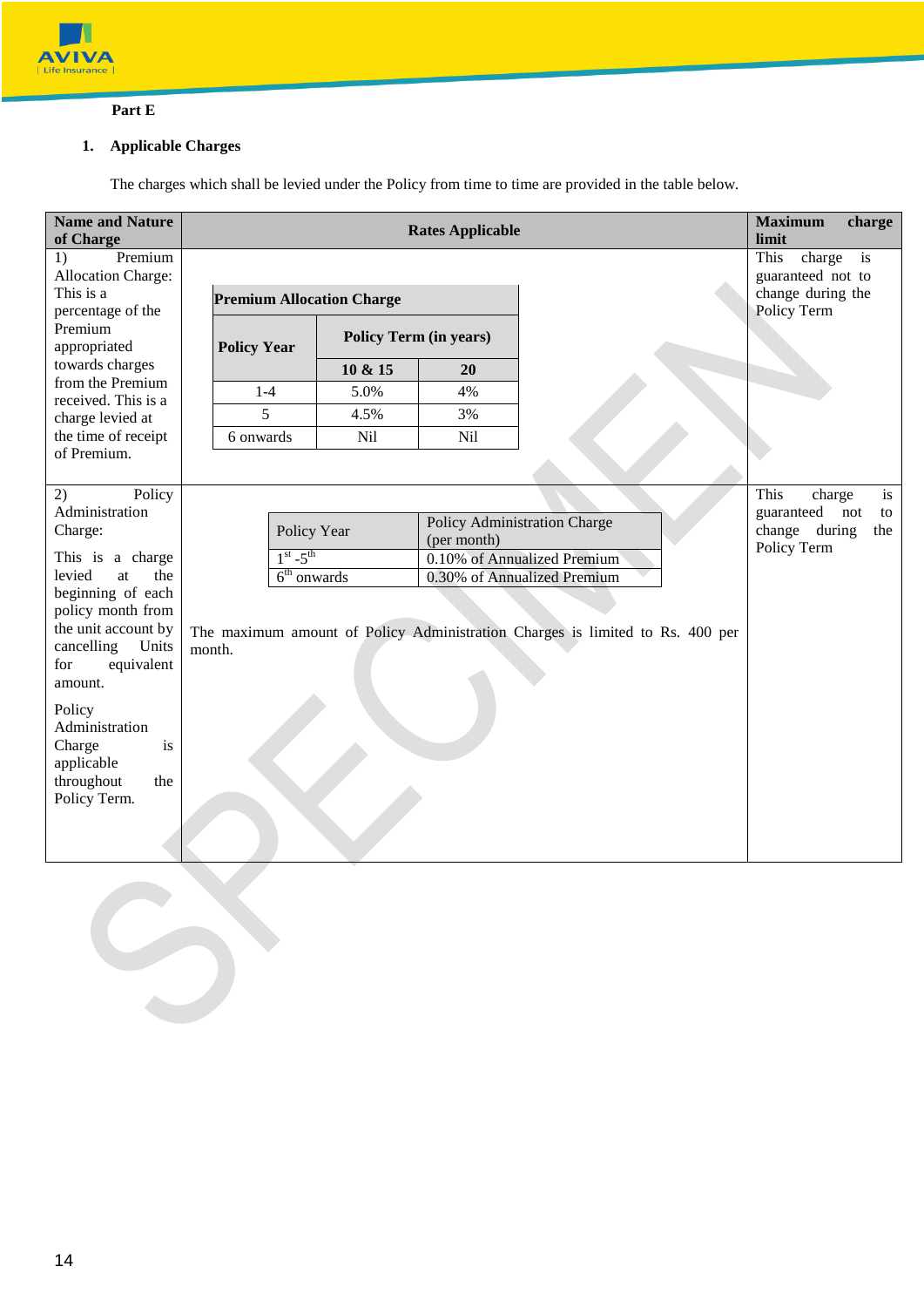**Part E**

1. **Applicable Charges**

The charges which shall be levied under the Policy from time to time are provided in the table below.

| Name and Nature of Charge | Rates Applicable | Maximum charge limit |
|---|---|---|
| 1) Premium Allocation Charge: This is a percentage of the Premium appropriated towards charges from the Premium received. This is a charge levied at the time of receipt of Premium. | **Premium Allocation Charge**<br><br>Policy Year \| Policy Term (in years): 10 & 15 \| 20<br>1-4 \| 5.0% \| 4%<br>5 \| 4.5% \| 3%<br>6 onwards \| Nil \| Nil | This charge is guaranteed not to change during the Policy Term |
| 2) Policy Administration Charge:<br><br>This is a charge levied at the beginning of each policy month from the unit account by cancelling Units for equivalent amount.<br><br>Policy Administration Charge is applicable throughout the Policy Term. | Policy Year \| Policy Administration Charge (per month)<br>1st -5th \| 0.10% of Annualized Premium<br>6th onwards \| 0.30% of Annualized Premium<br><br>The maximum amount of Policy Administration Charges is limited to Rs. 400 per month. | This charge is guaranteed not to change during the Policy Term |

**Premium Allocation Charge**

| Policy Year | Policy Term (in years) | |
|---|---|---|
| | 10 & 15 | 20 |
| 1-4 | 5.0% | 4% |
| 5 | 4.5% | 3% |
| 6 onwards | Nil | Nil |

| Policy Year | Policy Administration Charge (per month) |
|---|---|
| 1st -5th | 0.10% of Annualized Premium |
| 6th onwards | 0.30% of Annualized Premium |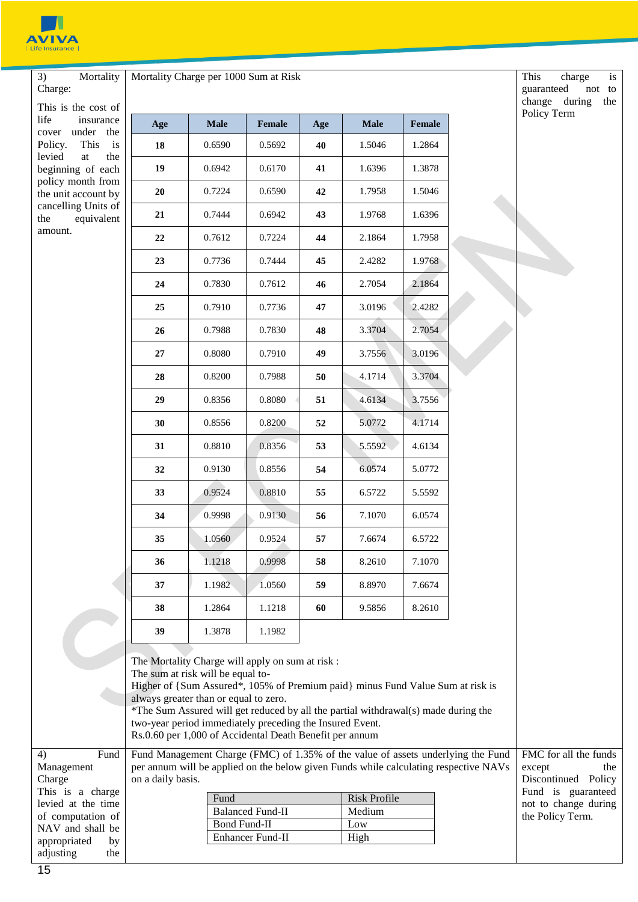| | | |
|---|---|---|
| 3) Mortality Charge: This is the cost of life insurance cover under the Policy. This is levied at the beginning of each policy month from the unit account by cancelling Units of the equivalent amount. | Mortality Charge per 1000 Sum at Risk (see table below) | This charge is guaranteed not to change during the Policy Term |

| Age | Male | Female | Age | Male | Female |
|---|---|---|---|---|---|
| 18 | 0.6590 | 0.5692 | 40 | 1.5046 | 1.2864 |
| 19 | 0.6942 | 0.6170 | 41 | 1.6396 | 1.3878 |
| 20 | 0.7224 | 0.6590 | 42 | 1.7958 | 1.5046 |
| 21 | 0.7444 | 0.6942 | 43 | 1.9768 | 1.6396 |
| 22 | 0.7612 | 0.7224 | 44 | 2.1864 | 1.7958 |
| 23 | 0.7736 | 0.7444 | 45 | 2.4282 | 1.9768 |
| 24 | 0.7830 | 0.7612 | 46 | 2.7054 | 2.1864 |
| 25 | 0.7910 | 0.7736 | 47 | 3.0196 | 2.4282 |
| 26 | 0.7988 | 0.7830 | 48 | 3.3704 | 2.7054 |
| 27 | 0.8080 | 0.7910 | 49 | 3.7556 | 3.0196 |
| 28 | 0.8200 | 0.7988 | 50 | 4.1714 | 3.3704 |
| 29 | 0.8356 | 0.8080 | 51 | 4.6134 | 3.7556 |
| 30 | 0.8556 | 0.8200 | 52 | 5.0772 | 4.1714 |
| 31 | 0.8810 | 0.8356 | 53 | 5.5592 | 4.6134 |
| 32 | 0.9130 | 0.8556 | 54 | 6.0574 | 5.0772 |
| 33 | 0.9524 | 0.8810 | 55 | 6.5722 | 5.5592 |
| 34 | 0.9998 | 0.9130 | 56 | 7.1070 | 6.0574 |
| 35 | 1.0560 | 0.9524 | 57 | 7.6674 | 6.5722 |
| 36 | 1.1218 | 0.9998 | 58 | 8.2610 | 7.1070 |
| 37 | 1.1982 | 1.0560 | 59 | 8.8970 | 7.6674 |
| 38 | 1.2864 | 1.1218 | 60 | 9.5856 | 8.2610 |
| 39 | 1.3878 | 1.1982 | | | |

The Mortality Charge will apply on sum at risk :
The sum at risk will be equal to-
Higher of {Sum Assured*, 105% of Premium paid} minus Fund Value Sum at risk is always greater than or equal to zero.
*The Sum Assured will get reduced by all the partial withdrawal(s) made during the two-year period immediately preceding the Insured Event.
Rs.0.60 per 1,000 of Accidental Death Benefit per annum

| | | |
|---|---|---|
| 4) Fund Management Charge This is a charge levied at the time of computation of NAV and shall be appropriated by adjusting the | Fund Management Charge (FMC) of 1.35% of the value of assets underlying the Fund per annum will be applied on the below given Funds while calculating respective NAVs on a daily basis. | FMC for all the funds except the Discontinued Policy Fund is guaranteed not to change during the Policy Term. |

| Fund | Risk Profile |
|---|---|
| Balanced Fund-II | Medium |
| Bond Fund-II | Low |
| Enhancer Fund-II | High |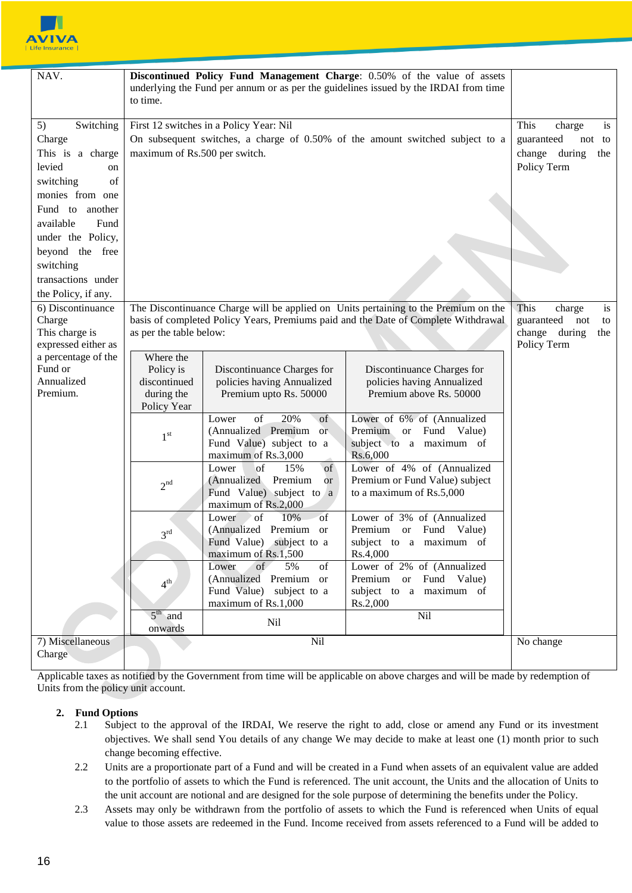| | | |
|---|---|---|
| NAV. | **Discontinued Policy Fund Management Charge**: 0.50% of the value of assets underlying the Fund per annum or as per the guidelines issued by the IRDAI from time to time. | |
| 5) Switching Charge<br>This is a charge levied on switching of monies from one Fund to another available Fund under the Policy, beyond the free switching transactions under the Policy, if any. | First 12 switches in a Policy Year: Nil<br>On subsequent switches, a charge of 0.50% of the amount switched subject to a maximum of Rs.500 per switch. | This charge is guaranteed not to change during the Policy Term |
| 6) Discontinuance Charge<br>This charge is expressed either as a percentage of the Fund or Annualized Premium. | The Discontinuance Charge will be applied on Units pertaining to the Premium on the basis of completed Policy Years, Premiums paid and the Date of Complete Withdrawal as per the table below: | This charge is guaranteed not to change during the Policy Term |
| 7) Miscellaneous Charge | Nil | No change |

| Where the Policy is discontinued during the Policy Year | Discontinuance Charges for policies having Annualized Premium upto Rs. 50000 | Discontinuance Charges for policies having Annualized Premium above Rs. 50000 |
|---|---|---|
| 1st | Lower of 20% of (Annualized Premium or Fund Value) subject to a maximum of Rs.3,000 | Lower of 6% of (Annualized Premium or Fund Value) subject to a maximum of Rs.6,000 |
| 2nd | Lower of 15% of (Annualized Premium or Fund Value) subject to a maximum of Rs.2,000 | Lower of 4% of (Annualized Premium or Fund Value) subject to a maximum of Rs.5,000 |
| 3rd | Lower of 10% of (Annualized Premium or Fund Value) subject to a maximum of Rs.1,500 | Lower of 3% of (Annualized Premium or Fund Value) subject to a maximum of Rs.4,000 |
| 4th | Lower of 5% of (Annualized Premium or Fund Value) subject to a maximum of Rs.1,000 | Lower of 2% of (Annualized Premium or Fund Value) subject to a maximum of Rs.2,000 |
| 5th and onwards | Nil | Nil |

Applicable taxes as notified by the Government from time will be applicable on above charges and will be made by redemption of Units from the policy unit account.

2. **Fund Options**

2.1 Subject to the approval of the IRDAI, We reserve the right to add, close or amend any Fund or its investment objectives. We shall send You details of any change We may decide to make at least one (1) month prior to such change becoming effective.

2.2 Units are a proportionate part of a Fund and will be created in a Fund when assets of an equivalent value are added to the portfolio of assets to which the Fund is referenced. The unit account, the Units and the allocation of Units to the unit account are notional and are designed for the sole purpose of determining the benefits under the Policy.

2.3 Assets may only be withdrawn from the portfolio of assets to which the Fund is referenced when Units of equal value to those assets are redeemed in the Fund. Income received from assets referenced to a Fund will be added to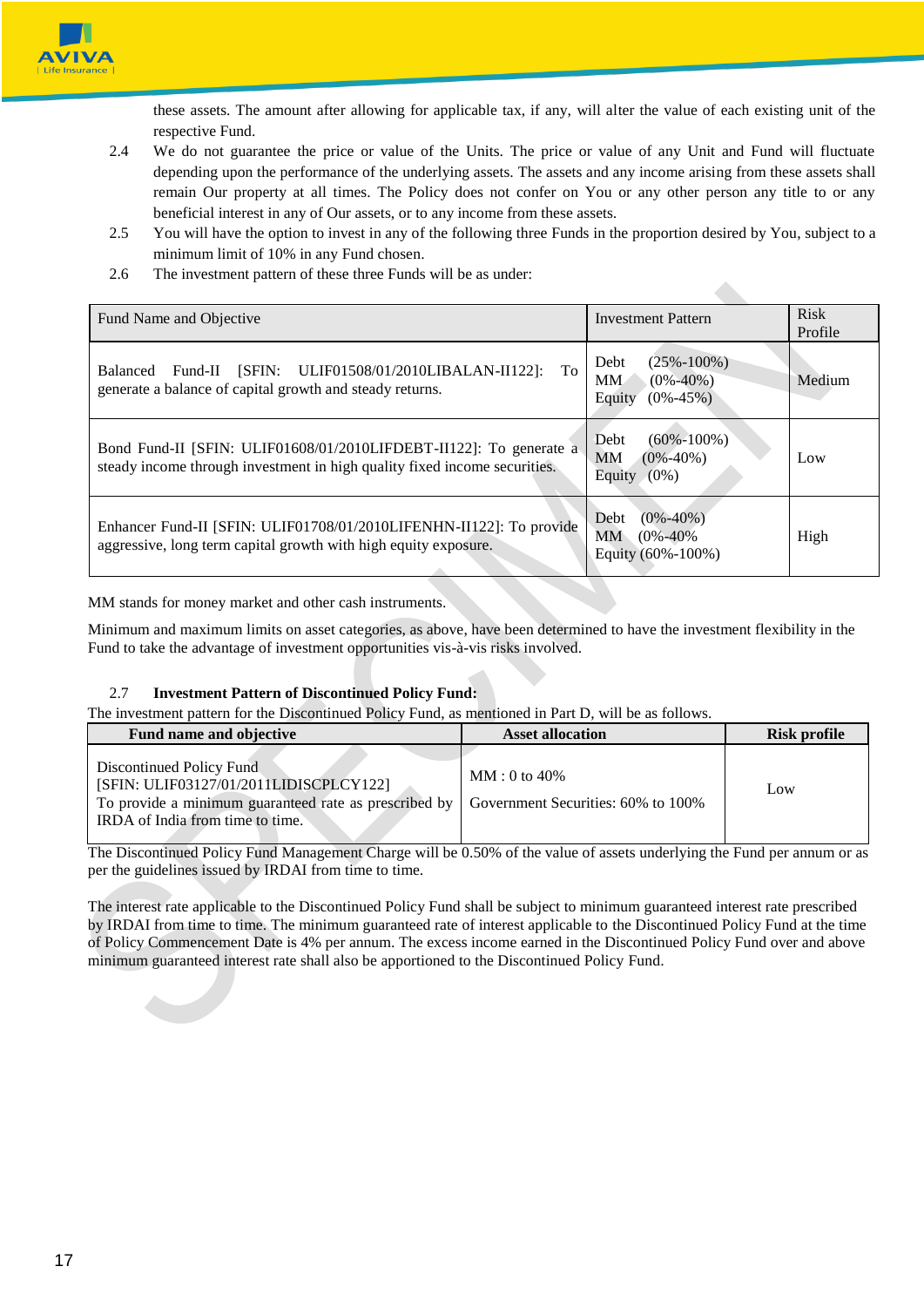these assets. The amount after allowing for applicable tax, if any, will alter the value of each existing unit of the respective Fund.

2.4 We do not guarantee the price or value of the Units. The price or value of any Unit and Fund will fluctuate depending upon the performance of the underlying assets. The assets and any income arising from these assets shall remain Our property at all times. The Policy does not confer on You or any other person any title to or any beneficial interest in any of Our assets, or to any income from these assets.

2.5 You will have the option to invest in any of the following three Funds in the proportion desired by You, subject to a minimum limit of 10% in any Fund chosen.

2.6 The investment pattern of these three Funds will be as under:

| Fund Name and Objective | Investment Pattern | Risk Profile |
|---|---|---|
| Balanced Fund-II [SFIN: ULIF01508/01/2010LIBALAN-II122]: To generate a balance of capital growth and steady returns. | Debt (25%-100%)<br>MM (0%-40%)<br>Equity (0%-45%) | Medium |
| Bond Fund-II [SFIN: ULIF01608/01/2010LIFDEBT-II122]: To generate a steady income through investment in high quality fixed income securities. | Debt (60%-100%)<br>MM (0%-40%)<br>Equity (0%) | Low |
| Enhancer Fund-II [SFIN: ULIF01708/01/2010LIFENHN-II122]: To provide aggressive, long term capital growth with high equity exposure. | Debt (0%-40%)<br>MM (0%-40%<br>Equity (60%-100%) | High |

MM stands for money market and other cash instruments.

Minimum and maximum limits on asset categories, as above, have been determined to have the investment flexibility in the Fund to take the advantage of investment opportunities vis-à-vis risks involved.

2.7 **Investment Pattern of Discontinued Policy Fund:**

The investment pattern for the Discontinued Policy Fund, as mentioned in Part D, will be as follows.

| Fund name and objective | Asset allocation | Risk profile |
|---|---|---|
| Discontinued Policy Fund<br>[SFIN: ULIF03127/01/2011LIDISCPLCY122]<br>To provide a minimum guaranteed rate as prescribed by IRDA of India from time to time. | MM : 0 to 40%<br>Government Securities: 60% to 100% | Low |

The Discontinued Policy Fund Management Charge will be 0.50% of the value of assets underlying the Fund per annum or as per the guidelines issued by IRDAI from time to time.

The interest rate applicable to the Discontinued Policy Fund shall be subject to minimum guaranteed interest rate prescribed by IRDAI from time to time. The minimum guaranteed rate of interest applicable to the Discontinued Policy Fund at the time of Policy Commencement Date is 4% per annum. The excess income earned in the Discontinued Policy Fund over and above minimum guaranteed interest rate shall also be apportioned to the Discontinued Policy Fund.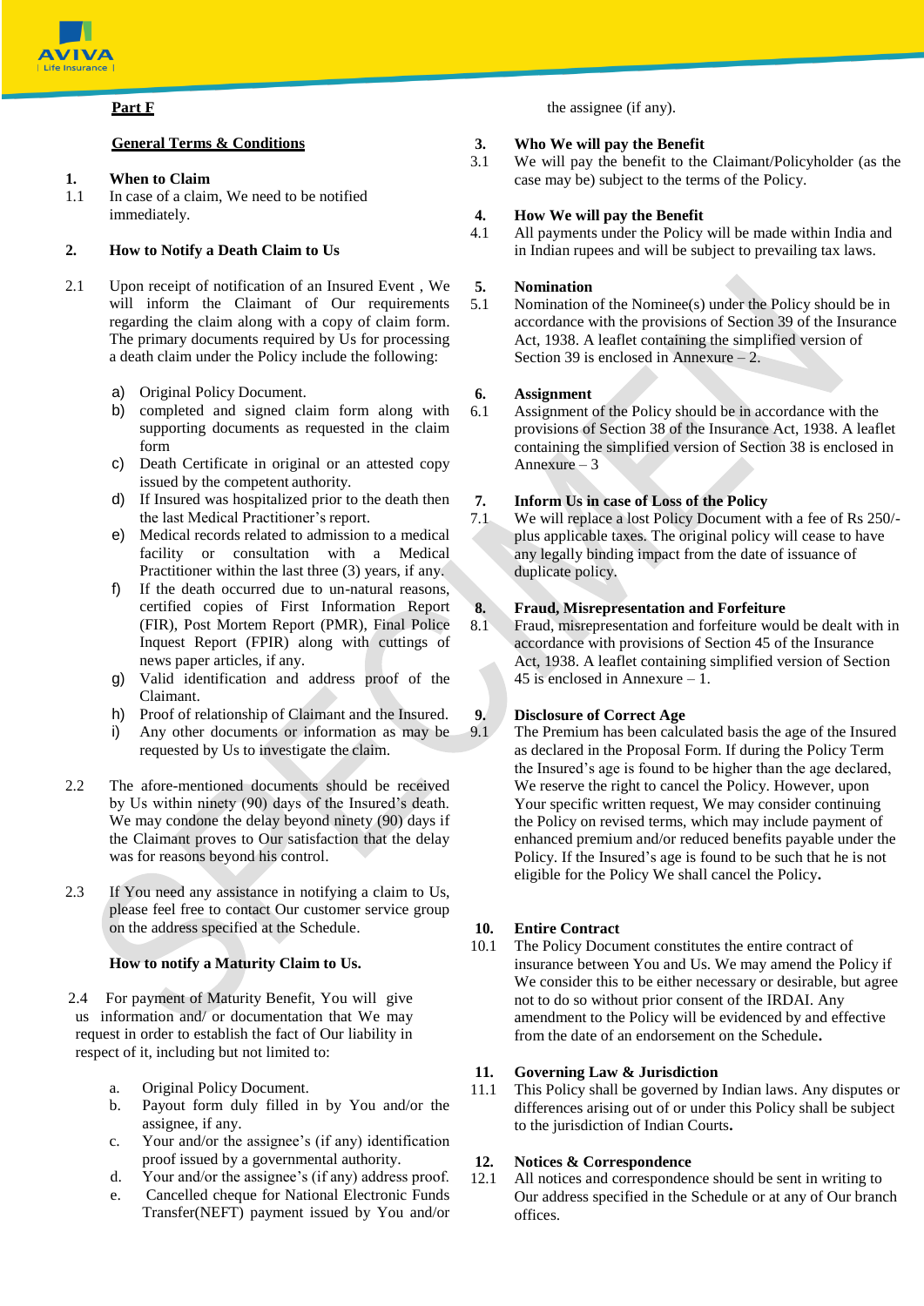## Part F

### General Terms & Conditions

**1. When to Claim**

1.1 In case of a claim, We need to be notified immediately.

**2. How to Notify a Death Claim to Us**

2.1 Upon receipt of notification of an Insured Event , We will inform the Claimant of Our requirements regarding the claim along with a copy of claim form. The primary documents required by Us for processing a death claim under the Policy include the following:

a) Original Policy Document.
b) completed and signed claim form along with supporting documents as requested in the claim form
c) Death Certificate in original or an attested copy issued by the competent authority.
d) If Insured was hospitalized prior to the death then the last Medical Practitioner's report.
e) Medical records related to admission to a medical facility or consultation with a Medical Practitioner within the last three (3) years, if any.
f) If the death occurred due to un-natural reasons, certified copies of First Information Report (FIR), Post Mortem Report (PMR), Final Police Inquest Report (FPIR) along with cuttings of news paper articles, if any.
g) Valid identification and address proof of the Claimant.
h) Proof of relationship of Claimant and the Insured.
i) Any other documents or information as may be requested by Us to investigate the claim.

2.2 The afore-mentioned documents should be received by Us within ninety (90) days of the Insured's death. We may condone the delay beyond ninety (90) days if the Claimant proves to Our satisfaction that the delay was for reasons beyond his control.

2.3 If You need any assistance in notifying a claim to Us, please feel free to contact Our customer service group on the address specified at the Schedule.

**How to notify a Maturity Claim to Us.**

2.4 For payment of Maturity Benefit, You will give us information and/ or documentation that We may request in order to establish the fact of Our liability in respect of it, including but not limited to:

a. Original Policy Document.
b. Payout form duly filled in by You and/or the assignee, if any.
c. Your and/or the assignee's (if any) identification proof issued by a governmental authority.
d. Your and/or the assignee's (if any) address proof.
e. Cancelled cheque for National Electronic Funds Transfer(NEFT) payment issued by You and/or the assignee (if any).

**3. Who We will pay the Benefit**

3.1 We will pay the benefit to the Claimant/Policyholder (as the case may be) subject to the terms of the Policy.

**4. How We will pay the Benefit**

4.1 All payments under the Policy will be made within India and in Indian rupees and will be subject to prevailing tax laws.

**5. Nomination**

5.1 Nomination of the Nominee(s) under the Policy should be in accordance with the provisions of Section 39 of the Insurance Act, 1938. A leaflet containing the simplified version of Section 39 is enclosed in Annexure – 2.

**6. Assignment**

6.1 Assignment of the Policy should be in accordance with the provisions of Section 38 of the Insurance Act, 1938. A leaflet containing the simplified version of Section 38 is enclosed in Annexure – 3

**7. Inform Us in case of Loss of the Policy**

7.1 We will replace a lost Policy Document with a fee of Rs 250/- plus applicable taxes. The original policy will cease to have any legally binding impact from the date of issuance of duplicate policy.

**8. Fraud, Misrepresentation and Forfeiture**

8.1 Fraud, misrepresentation and forfeiture would be dealt with in accordance with provisions of Section 45 of the Insurance Act, 1938. A leaflet containing simplified version of Section 45 is enclosed in Annexure – 1.

**9. Disclosure of Correct Age**

9.1 The Premium has been calculated basis the age of the Insured as declared in the Proposal Form. If during the Policy Term the Insured's age is found to be higher than the age declared, We reserve the right to cancel the Policy. However, upon Your specific written request, We may consider continuing the Policy on revised terms, which may include payment of enhanced premium and/or reduced benefits payable under the Policy. If the Insured's age is found to be such that he is not eligible for the Policy We shall cancel the Policy.

**10. Entire Contract**

10.1 The Policy Document constitutes the entire contract of insurance between You and Us. We may amend the Policy if We consider this to be either necessary or desirable, but agree not to do so without prior consent of the IRDAI. Any amendment to the Policy will be evidenced by and effective from the date of an endorsement on the Schedule.

**11. Governing Law & Jurisdiction**

11.1 This Policy shall be governed by Indian laws. Any disputes or differences arising out of or under this Policy shall be subject to the jurisdiction of Indian Courts.

**12. Notices & Correspondence**

12.1 All notices and correspondence should be sent in writing to Our address specified in the Schedule or at any of Our branch offices.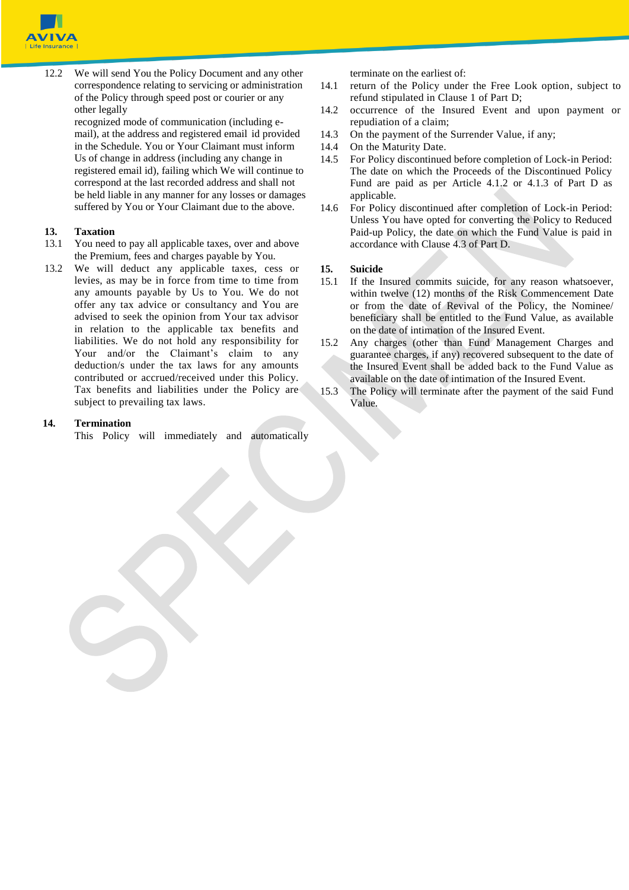12.2 We will send You the Policy Document and any other correspondence relating to servicing or administration of the Policy through speed post or courier or any other legally recognized mode of communication (including e-mail), at the address and registered email id provided in the Schedule. You or Your Claimant must inform Us of change in address (including any change in registered email id), failing which We will continue to correspond at the last recorded address and shall not be held liable in any manner for any losses or damages suffered by You or Your Claimant due to the above.

**13. Taxation**

13.1 You need to pay all applicable taxes, over and above the Premium, fees and charges payable by You.

13.2 We will deduct any applicable taxes, cess or levies, as may be in force from time to time from any amounts payable by Us to You. We do not offer any tax advice or consultancy and You are advised to seek the opinion from Your tax advisor in relation to the applicable tax benefits and liabilities. We do not hold any responsibility for Your and/or the Claimant's claim to any deduction/s under the tax laws for any amounts contributed or accrued/received under this Policy. Tax benefits and liabilities under the Policy are subject to prevailing tax laws.

**14. Termination**

This Policy will immediately and automatically terminate on the earliest of:

14.1 return of the Policy under the Free Look option, subject to refund stipulated in Clause 1 of Part D;

14.2 occurrence of the Insured Event and upon payment or repudiation of a claim;

14.3 On the payment of the Surrender Value, if any;

14.4 On the Maturity Date.

14.5 For Policy discontinued before completion of Lock-in Period: The date on which the Proceeds of the Discontinued Policy Fund are paid as per Article 4.1.2 or 4.1.3 of Part D as applicable.

14.6 For Policy discontinued after completion of Lock-in Period: Unless You have opted for converting the Policy to Reduced Paid-up Policy, the date on which the Fund Value is paid in accordance with Clause 4.3 of Part D.

**15. Suicide**

15.1 If the Insured commits suicide, for any reason whatsoever, within twelve (12) months of the Risk Commencement Date or from the date of Revival of the Policy, the Nominee/ beneficiary shall be entitled to the Fund Value, as available on the date of intimation of the Insured Event.

15.2 Any charges (other than Fund Management Charges and guarantee charges, if any) recovered subsequent to the date of the Insured Event shall be added back to the Fund Value as available on the date of intimation of the Insured Event.

15.3 The Policy will terminate after the payment of the said Fund Value.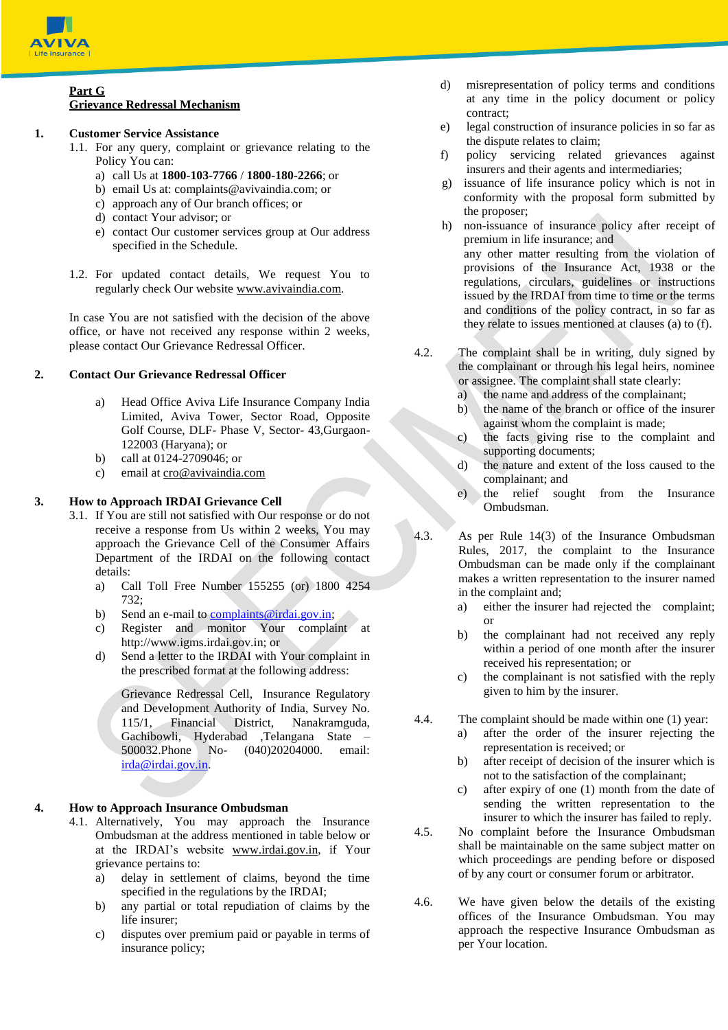**Part G**
**Grievance Redressal Mechanism**

1. **Customer Service Assistance**

   1.1. For any query, complaint or grievance relating to the Policy You can:

   a) call Us at **1800-103-7766** / **1800-180-2266**; or
   b) email Us at: complaints@avivaindia.com; or
   c) approach any of Our branch offices; or
   d) contact Your advisor; or
   e) contact Our customer services group at Our address specified in the Schedule.

   1.2. For updated contact details, We request You to regularly check Our website www.avivaindia.com.

In case You are not satisfied with the decision of the above office, or have not received any response within 2 weeks, please contact Our Grievance Redressal Officer.

2. **Contact Our Grievance Redressal Officer**

   a) Head Office Aviva Life Insurance Company India Limited, Aviva Tower, Sector Road, Opposite Golf Course, DLF- Phase V, Sector- 43,Gurgaon-122003 (Haryana); or
   b) call at 0124-2709046; or
   c) email at cro@avivaindia.com

3. **How to Approach IRDAI Grievance Cell**

   3.1. If You are still not satisfied with Our response or do not receive a response from Us within 2 weeks, You may approach the Grievance Cell of the Consumer Affairs Department of the IRDAI on the following contact details:

   a) Call Toll Free Number 155255 (or) 1800 4254 732;
   b) Send an e-mail to complaints@irdai.gov.in;
   c) Register and monitor Your complaint at http://www.igms.irdai.gov.in; or
   d) Send a letter to the IRDAI with Your complaint in the prescribed format at the following address:

   Grievance Redressal Cell, Insurance Regulatory and Development Authority of India, Survey No. 115/1, Financial District, Nanakramguda, Gachibowli, Hyderabad ,Telangana State – 500032.Phone No- (040)20204000. email: irda@irdai.gov.in.

4. **How to Approach Insurance Ombudsman**

   4.1. Alternatively, You may approach the Insurance Ombudsman at the address mentioned in table below or at the IRDAI's website www.irdai.gov.in, if Your grievance pertains to:

   a) delay in settlement of claims, beyond the time specified in the regulations by the IRDAI;
   b) any partial or total repudiation of claims by the life insurer;
   c) disputes over premium paid or payable in terms of insurance policy;
   d) misrepresentation of policy terms and conditions at any time in the policy document or policy contract;
   e) legal construction of insurance policies in so far as the dispute relates to claim;
   f) policy servicing related grievances against insurers and their agents and intermediaries;
   g) issuance of life insurance policy which is not in conformity with the proposal form submitted by the proposer;
   h) non-issuance of insurance policy after receipt of premium in life insurance; and

   any other matter resulting from the violation of provisions of the Insurance Act, 1938 or the regulations, circulars, guidelines or instructions issued by the IRDAI from time to time or the terms and conditions of the policy contract, in so far as they relate to issues mentioned at clauses (a) to (f).

   4.2. The complaint shall be in writing, duly signed by the complainant or through his legal heirs, nominee or assignee. The complaint shall state clearly:

   a) the name and address of the complainant;
   b) the name of the branch or office of the insurer against whom the complaint is made;
   c) the facts giving rise to the complaint and supporting documents;
   d) the nature and extent of the loss caused to the complainant; and
   e) the relief sought from the Insurance Ombudsman.

   4.3. As per Rule 14(3) of the Insurance Ombudsman Rules, 2017, the complaint to the Insurance Ombudsman can be made only if the complainant makes a written representation to the insurer named in the complaint and;

   a) either the insurer had rejected the complaint; or
   b) the complainant had not received any reply within a period of one month after the insurer received his representation; or
   c) the complainant is not satisfied with the reply given to him by the insurer.

   4.4. The complaint should be made within one (1) year:

   a) after the order of the insurer rejecting the representation is received; or
   b) after receipt of decision of the insurer which is not to the satisfaction of the complainant;
   c) after expiry of one (1) month from the date of sending the written representation to the insurer to which the insurer has failed to reply.

   4.5. No complaint before the Insurance Ombudsman shall be maintainable on the same subject matter on which proceedings are pending before or disposed of by any court or consumer forum or arbitrator.

   4.6. We have given below the details of the existing offices of the Insurance Ombudsman. You may approach the respective Insurance Ombudsman as per Your location.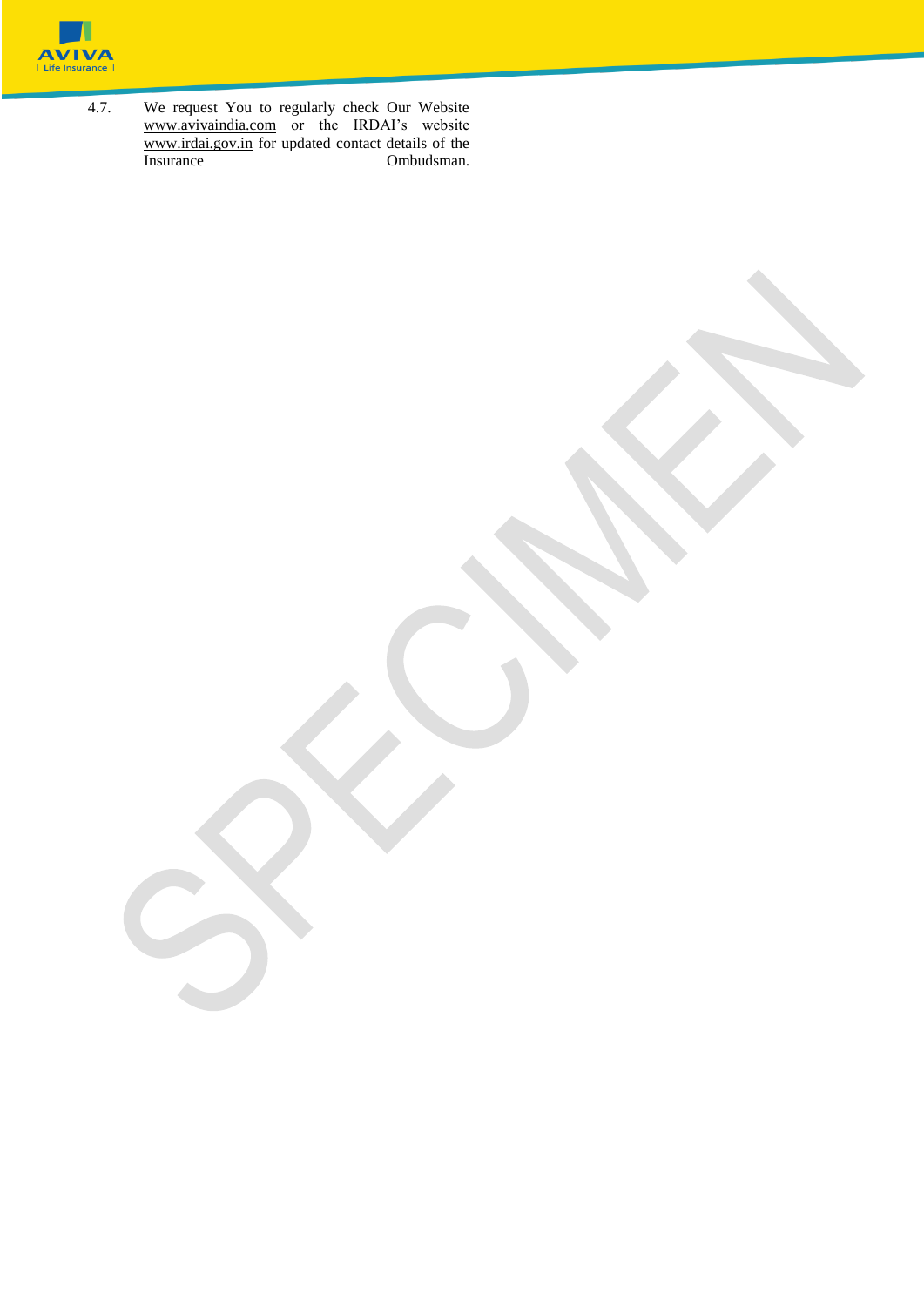4.7. We request You to regularly check Our Website www.avivaindia.com or the IRDAI's website www.irdai.gov.in for updated contact details of the Insurance Ombudsman.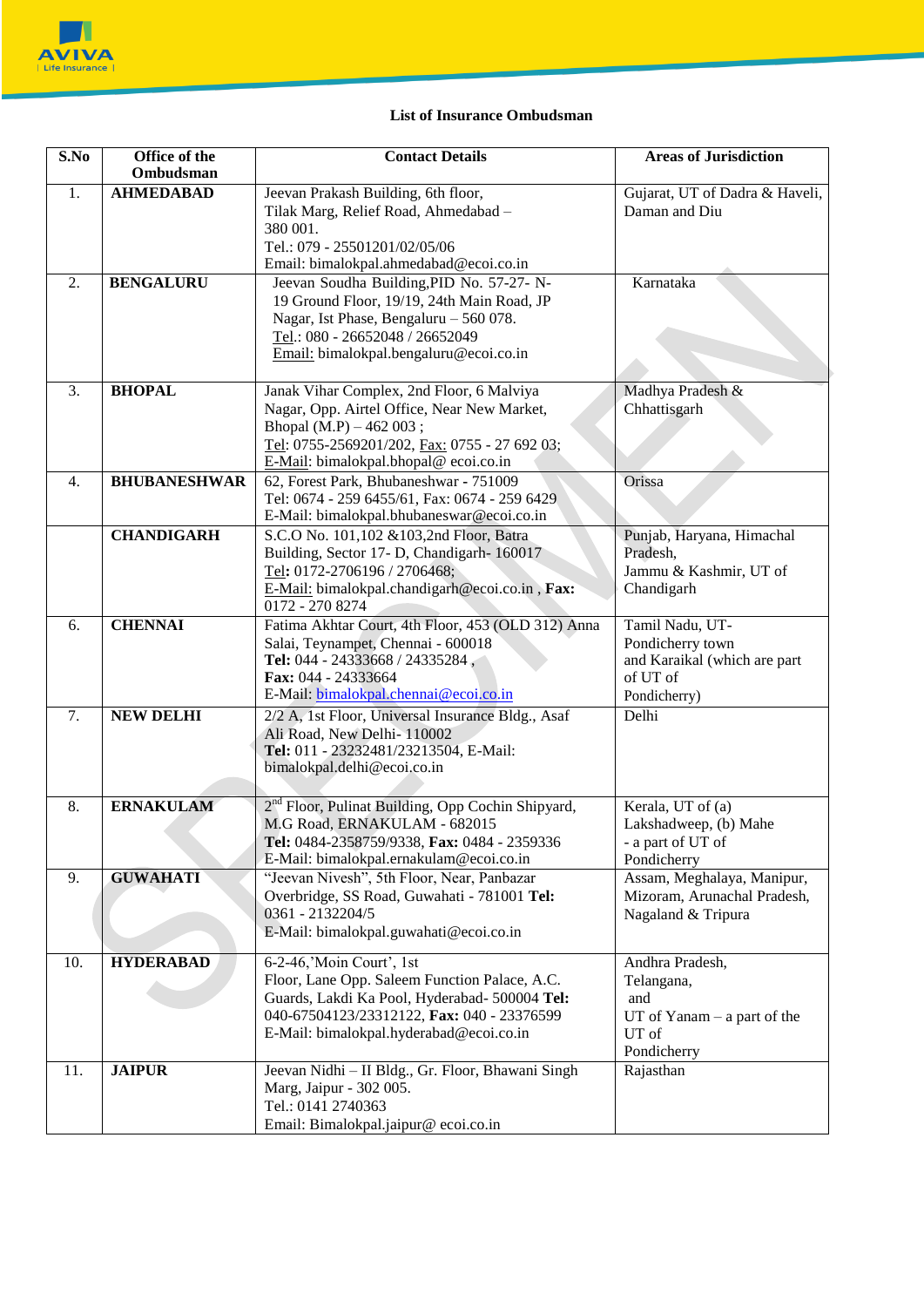### List of Insurance Ombudsman

| S.No | Office of the Ombudsman | Contact Details | Areas of Jurisdiction |
|---|---|---|---|
| 1. | **AHMEDABAD** | Jeevan Prakash Building, 6th floor, Tilak Marg, Relief Road, Ahmedabad – 380 001. Tel.: 079 - 25501201/02/05/06 Email: bimalokpal.ahmedabad@ecoi.co.in | Gujarat, UT of Dadra & Haveli, Daman and Diu |
| 2. | **BENGALURU** | Jeevan Soudha Building,PID No. 57-27- N-19 Ground Floor, 19/19, 24th Main Road, JP Nagar, Ist Phase, Bengaluru – 560 078. Tel.: 080 - 26652048 / 26652049 Email: bimalokpal.bengaluru@ecoi.co.in | Karnataka |
| 3. | **BHOPAL** | Janak Vihar Complex, 2nd Floor, 6 Malviya Nagar, Opp. Airtel Office, Near New Market, Bhopal (M.P) – 462 003 ; Tel: 0755-2569201/202, Fax: 0755 - 27 692 03; E-Mail: bimalokpal.bhopal@ ecoi.co.in | Madhya Pradesh & Chhattisgarh |
| 4. | **BHUBANESHWAR** | 62, Forest Park, Bhubaneshwar - 751009 Tel: 0674 - 259 6455/61, Fax: 0674 - 259 6429 E-Mail: bimalokpal.bhubaneswar@ecoi.co.in | Orissa |
| | **CHANDIGARH** | S.C.O No. 101,102 &103,2nd Floor, Batra Building, Sector 17- D, Chandigarh- 160017 Tel: 0172-2706196 / 2706468; E-Mail: bimalokpal.chandigarh@ecoi.co.in , **Fax:** 0172 - 270 8274 | Punjab, Haryana, Himachal Pradesh, Jammu & Kashmir, UT of Chandigarh |
| 6. | **CHENNAI** | Fatima Akhtar Court, 4th Floor, 453 (OLD 312) Anna Salai, Teynampet, Chennai - 600018 **Tel:** 044 - 24333668 / 24335284 , **Fax:** 044 - 24333664 E-Mail: bimalokpal.chennai@ecoi.co.in | Tamil Nadu, UT-Pondicherry town and Karaikal (which are part of UT of Pondicherry) |
| 7. | **NEW DELHI** | 2/2 A, 1st Floor, Universal Insurance Bldg., Asaf Ali Road, New Delhi- 110002 **Tel:** 011 - 23232481/23213504, E-Mail: bimalokpal.delhi@ecoi.co.in | Delhi |
| 8. | **ERNAKULAM** | 2nd Floor, Pulinat Building, Opp Cochin Shipyard, M.G Road, ERNAKULAM - 682015 **Tel:** 0484-2358759/9338, **Fax:** 0484 - 2359336 E-Mail: bimalokpal.ernakulam@ecoi.co.in | Kerala, UT of (a) Lakshadweep, (b) Mahe - a part of UT of Pondicherry |
| 9. | **GUWAHATI** | "Jeevan Nivesh", 5th Floor, Near, Panbazar Overbridge, SS Road, Guwahati - 781001 **Tel:** 0361 - 2132204/5 E-Mail: bimalokpal.guwahati@ecoi.co.in | Assam, Meghalaya, Manipur, Mizoram, Arunachal Pradesh, Nagaland & Tripura |
| 10. | **HYDERABAD** | 6-2-46,'Moin Court', 1st Floor, Lane Opp. Saleem Function Palace, A.C. Guards, Lakdi Ka Pool, Hyderabad- 500004 **Tel:** 040-67504123/23312122, **Fax:** 040 - 23376599 E-Mail: bimalokpal.hyderabad@ecoi.co.in | Andhra Pradesh, Telangana, and UT of Yanam – a part of the UT of Pondicherry |
| 11. | **JAIPUR** | Jeevan Nidhi – II Bldg., Gr. Floor, Bhawani Singh Marg, Jaipur - 302 005. Tel.: 0141 2740363 Email: Bimalokpal.jaipur@ ecoi.co.in | Rajasthan |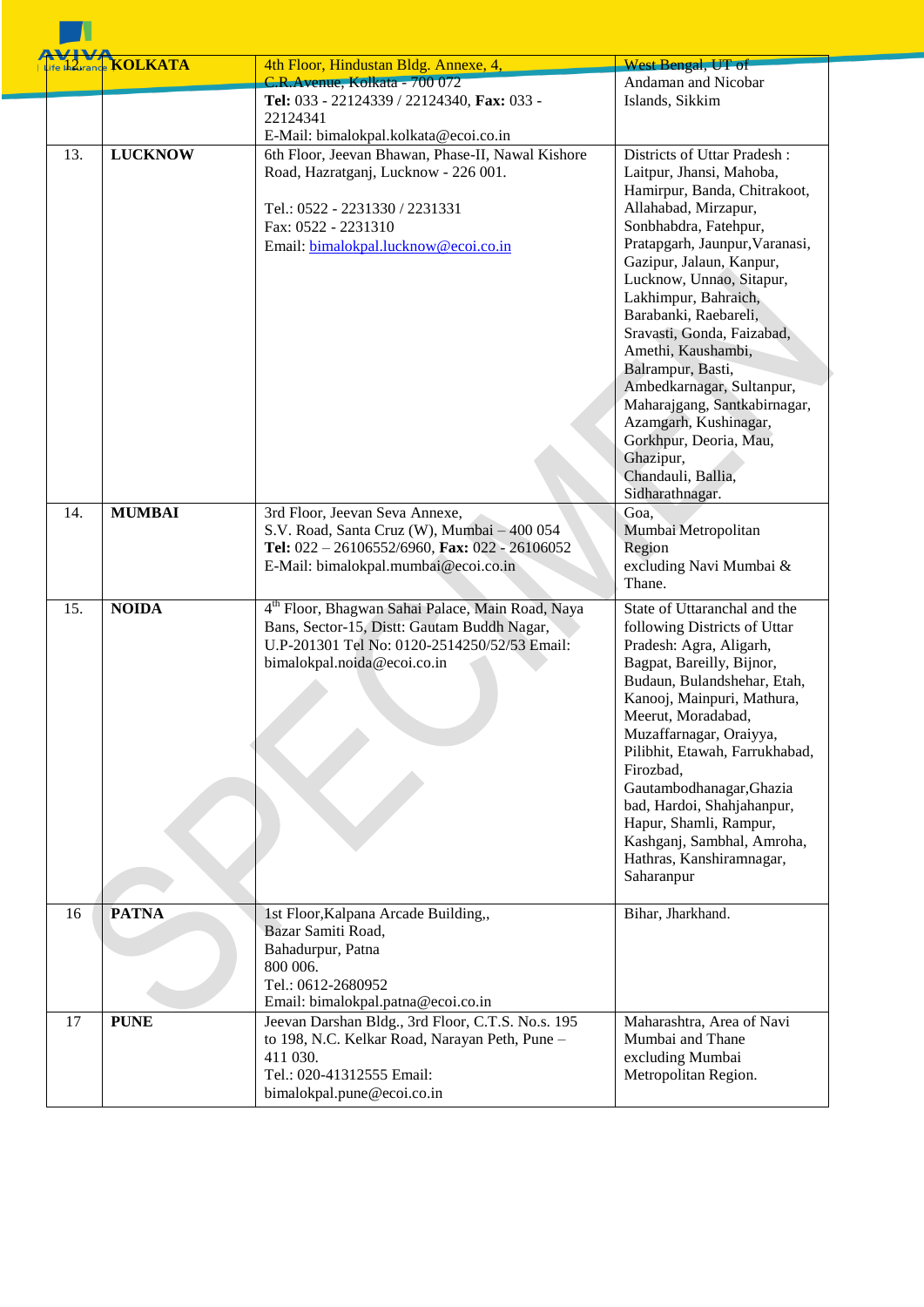| | | | |
|---|---|---|---|
| 12. | **KOLKATA** | 4th Floor, Hindustan Bldg. Annexe, 4, C.R.Avenue, Kolkata - 700 072<br>**Tel:** 033 - 22124339 / 22124340, **Fax:** 033 - 22124341<br>E-Mail: bimalokpal.kolkata@ecoi.co.in | West Bengal, UT of Andaman and Nicobar Islands, Sikkim |
| 13. | **LUCKNOW** | 6th Floor, Jeevan Bhawan, Phase-II, Nawal Kishore Road, Hazratganj, Lucknow - 226 001.<br><br>Tel.: 0522 - 2231330 / 2231331<br>Fax: 0522 - 2231310<br>Email: bimalokpal.lucknow@ecoi.co.in | Districts of Uttar Pradesh : Laitpur, Jhansi, Mahoba, Hamirpur, Banda, Chitrakoot, Allahabad, Mirzapur, Sonbhabdra, Fatehpur, Pratapgarh, Jaunpur,Varanasi, Gazipur, Jalaun, Kanpur, Lucknow, Unnao, Sitapur, Lakhimpur, Bahraich, Barabanki, Raebareli, Sravasti, Gonda, Faizabad, Amethi, Kaushambi, Balrampur, Basti, Ambedkarnagar, Sultanpur, Maharajgang, Santkabirnagar, Azamgarh, Kushinagar, Gorkhpur, Deoria, Mau, Ghazipur, Chandauli, Ballia, Sidharathnagar. |
| 14. | **MUMBAI** | 3rd Floor, Jeevan Seva Annexe, S.V. Road, Santa Cruz (W), Mumbai – 400 054<br>**Tel:** 022 – 26106552/6960, **Fax:** 022 - 26106052<br>E-Mail: bimalokpal.mumbai@ecoi.co.in | Goa, Mumbai Metropolitan Region excluding Navi Mumbai & Thane. |
| 15. | **NOIDA** | 4th Floor, Bhagwan Sahai Palace, Main Road, Naya Bans, Sector-15, Distt: Gautam Buddh Nagar, U.P-201301 Tel No: 0120-2514250/52/53 Email: bimalokpal.noida@ecoi.co.in | State of Uttaranchal and the following Districts of Uttar Pradesh: Agra, Aligarh, Bagpat, Bareilly, Bijnor, Budaun, Bulandshehar, Etah, Kanooj, Mainpuri, Mathura, Meerut, Moradabad, Muzaffarnagar, Oraiyya, Pilibhit, Etawah, Farrukhabad, Firozbad, Gautambodhanagar,Ghaziabad, Hardoi, Shahjahanpur, Hapur, Shamli, Rampur, Kashganj, Sambhal, Amroha, Hathras, Kanshiramnagar, Saharanpur |
| 16 | **PATNA** | 1st Floor,Kalpana Arcade Building,, Bazar Samiti Road, Bahadurpur, Patna 800 006.<br>Tel.: 0612-2680952<br>Email: bimalokpal.patna@ecoi.co.in | Bihar, Jharkhand. |
| 17 | **PUNE** | Jeevan Darshan Bldg., 3rd Floor, C.T.S. No.s. 195 to 198, N.C. Kelkar Road, Narayan Peth, Pune – 411 030.<br>Tel.: 020-41312555 Email: bimalokpal.pune@ecoi.co.in | Maharashtra, Area of Navi Mumbai and Thane excluding Mumbai Metropolitan Region. |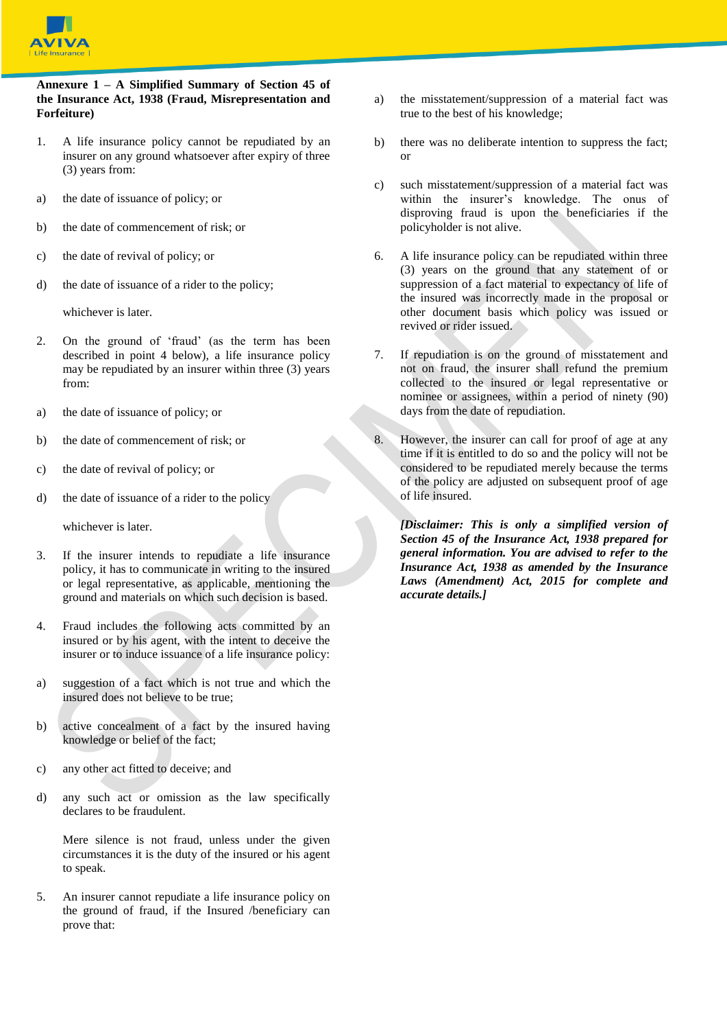**Annexure 1 – A Simplified Summary of Section 45 of the Insurance Act, 1938 (Fraud, Misrepresentation and Forfeiture)**

1. A life insurance policy cannot be repudiated by an insurer on any ground whatsoever after expiry of three (3) years from:

a) the date of issuance of policy; or

b) the date of commencement of risk; or

c) the date of revival of policy; or

d) the date of issuance of a rider to the policy;

whichever is later.

2. On the ground of 'fraud' (as the term has been described in point 4 below), a life insurance policy may be repudiated by an insurer within three (3) years from:

a) the date of issuance of policy; or

b) the date of commencement of risk; or

c) the date of revival of policy; or

d) the date of issuance of a rider to the policy

whichever is later.

3. If the insurer intends to repudiate a life insurance policy, it has to communicate in writing to the insured or legal representative, as applicable, mentioning the ground and materials on which such decision is based.

4. Fraud includes the following acts committed by an insured or by his agent, with the intent to deceive the insurer or to induce issuance of a life insurance policy:

a) suggestion of a fact which is not true and which the insured does not believe to be true;

b) active concealment of a fact by the insured having knowledge or belief of the fact;

c) any other act fitted to deceive; and

d) any such act or omission as the law specifically declares to be fraudulent.

Mere silence is not fraud, unless under the given circumstances it is the duty of the insured or his agent to speak.

5. An insurer cannot repudiate a life insurance policy on the ground of fraud, if the Insured /beneficiary can prove that:

a) the misstatement/suppression of a material fact was true to the best of his knowledge;

b) there was no deliberate intention to suppress the fact; or

c) such misstatement/suppression of a material fact was within the insurer's knowledge. The onus of disproving fraud is upon the beneficiaries if the policyholder is not alive.

6. A life insurance policy can be repudiated within three (3) years on the ground that any statement of or suppression of a fact material to expectancy of life of the insured was incorrectly made in the proposal or other document basis which policy was issued or revived or rider issued.

7. If repudiation is on the ground of misstatement and not on fraud, the insurer shall refund the premium collected to the insured or legal representative or nominee or assignees, within a period of ninety (90) days from the date of repudiation.

8. However, the insurer can call for proof of age at any time if it is entitled to do so and the policy will not be considered to be repudiated merely because the terms of the policy are adjusted on subsequent proof of age of life insured.

***[Disclaimer: This is only a simplified version of Section 45 of the Insurance Act, 1938 prepared for general information. You are advised to refer to the Insurance Act, 1938 as amended by the Insurance Laws (Amendment) Act, 2015 for complete and accurate details.]***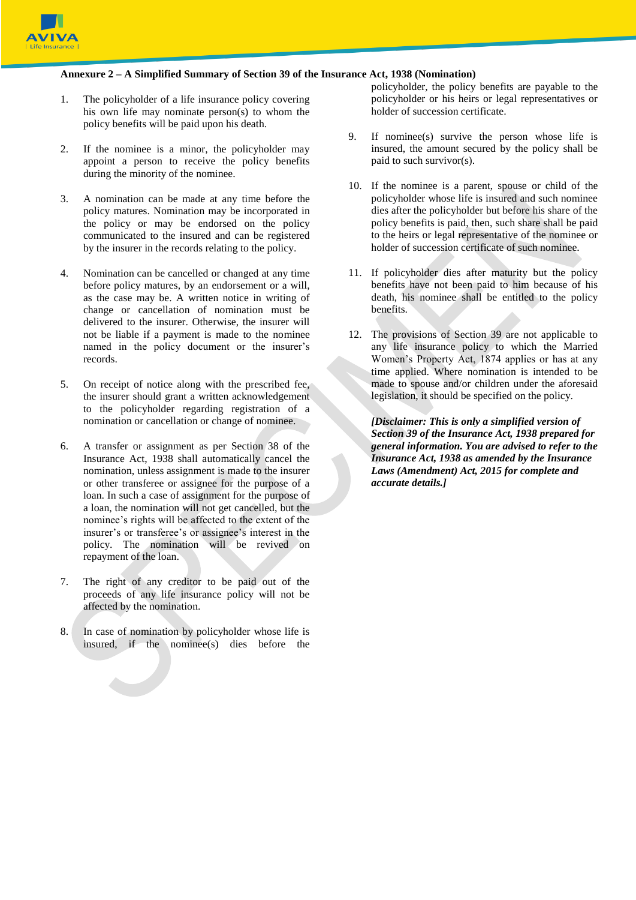**Annexure 2 – A Simplified Summary of Section 39 of the Insurance Act, 1938 (Nomination)**

1. The policyholder of a life insurance policy covering his own life may nominate person(s) to whom the policy benefits will be paid upon his death.

2. If the nominee is a minor, the policyholder may appoint a person to receive the policy benefits during the minority of the nominee.

3. A nomination can be made at any time before the policy matures. Nomination may be incorporated in the policy or may be endorsed on the policy communicated to the insured and can be registered by the insurer in the records relating to the policy.

4. Nomination can be cancelled or changed at any time before policy matures, by an endorsement or a will, as the case may be. A written notice in writing of change or cancellation of nomination must be delivered to the insurer. Otherwise, the insurer will not be liable if a payment is made to the nominee named in the policy document or the insurer's records.

5. On receipt of notice along with the prescribed fee, the insurer should grant a written acknowledgement to the policyholder regarding registration of a nomination or cancellation or change of nominee.

6. A transfer or assignment as per Section 38 of the Insurance Act, 1938 shall automatically cancel the nomination, unless assignment is made to the insurer or other transferee or assignee for the purpose of a loan. In such a case of assignment for the purpose of a loan, the nomination will not get cancelled, but the nominee's rights will be affected to the extent of the insurer's or transferee's or assignee's interest in the policy. The nomination will be revived on repayment of the loan.

7. The right of any creditor to be paid out of the proceeds of any life insurance policy will not be affected by the nomination.

8. In case of nomination by policyholder whose life is insured, if the nominee(s) dies before the policyholder, the policy benefits are payable to the policyholder or his heirs or legal representatives or holder of succession certificate.

9. If nominee(s) survive the person whose life is insured, the amount secured by the policy shall be paid to such survivor(s).

10. If the nominee is a parent, spouse or child of the policyholder whose life is insured and such nominee dies after the policyholder but before his share of the policy benefits is paid, then, such share shall be paid to the heirs or legal representative of the nominee or holder of succession certificate of such nominee.

11. If policyholder dies after maturity but the policy benefits have not been paid to him because of his death, his nominee shall be entitled to the policy benefits.

12. The provisions of Section 39 are not applicable to any life insurance policy to which the Married Women's Property Act, 1874 applies or has at any time applied. Where nomination is intended to be made to spouse and/or children under the aforesaid legislation, it should be specified on the policy.

***[Disclaimer: This is only a simplified version of Section 39 of the Insurance Act, 1938 prepared for general information. You are advised to refer to the Insurance Act, 1938 as amended by the Insurance Laws (Amendment) Act, 2015 for complete and accurate details.]***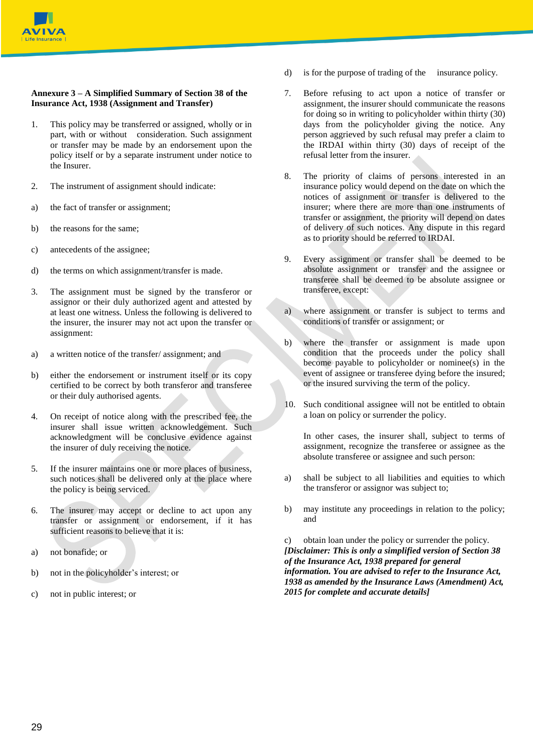**Annexure 3 – A Simplified Summary of Section 38 of the Insurance Act, 1938 (Assignment and Transfer)**

1. This policy may be transferred or assigned, wholly or in part, with or without consideration. Such assignment or transfer may be made by an endorsement upon the policy itself or by a separate instrument under notice to the Insurer.

2. The instrument of assignment should indicate:

a) the fact of transfer or assignment;

b) the reasons for the same;

c) antecedents of the assignee;

d) the terms on which assignment/transfer is made.

3. The assignment must be signed by the transferor or assignor or their duly authorized agent and attested by at least one witness. Unless the following is delivered to the insurer, the insurer may not act upon the transfer or assignment:

a) a written notice of the transfer/ assignment; and

b) either the endorsement or instrument itself or its copy certified to be correct by both transferor and transferee or their duly authorised agents.

4. On receipt of notice along with the prescribed fee, the insurer shall issue written acknowledgement. Such acknowledgment will be conclusive evidence against the insurer of duly receiving the notice.

5. If the insurer maintains one or more places of business, such notices shall be delivered only at the place where the policy is being serviced.

6. The insurer may accept or decline to act upon any transfer or assignment or endorsement, if it has sufficient reasons to believe that it is:

a) not bonafide; or

b) not in the policyholder's interest; or

c) not in public interest; or

d) is for the purpose of trading of the insurance policy.

7. Before refusing to act upon a notice of transfer or assignment, the insurer should communicate the reasons for doing so in writing to policyholder within thirty (30) days from the policyholder giving the notice. Any person aggrieved by such refusal may prefer a claim to the IRDAI within thirty (30) days of receipt of the refusal letter from the insurer.

8. The priority of claims of persons interested in an insurance policy would depend on the date on which the notices of assignment or transfer is delivered to the insurer; where there are more than one instruments of transfer or assignment, the priority will depend on dates of delivery of such notices. Any dispute in this regard as to priority should be referred to IRDAI.

9. Every assignment or transfer shall be deemed to be absolute assignment or transfer and the assignee or transferee shall be deemed to be absolute assignee or transferee, except:

a) where assignment or transfer is subject to terms and conditions of transfer or assignment; or

b) where the transfer or assignment is made upon condition that the proceeds under the policy shall become payable to policyholder or nominee(s) in the event of assignee or transferee dying before the insured; or the insured surviving the term of the policy.

10. Such conditional assignee will not be entitled to obtain a loan on policy or surrender the policy.

In other cases, the insurer shall, subject to terms of assignment, recognize the transferee or assignee as the absolute transferee or assignee and such person:

a) shall be subject to all liabilities and equities to which the transferor or assignor was subject to;

b) may institute any proceedings in relation to the policy; and

c) obtain loan under the policy or surrender the policy.

***[Disclaimer: This is only a simplified version of Section 38 of the Insurance Act, 1938 prepared for general information. You are advised to refer to the Insurance Act, 1938 as amended by the Insurance Laws (Amendment) Act, 2015 for complete and accurate details]***